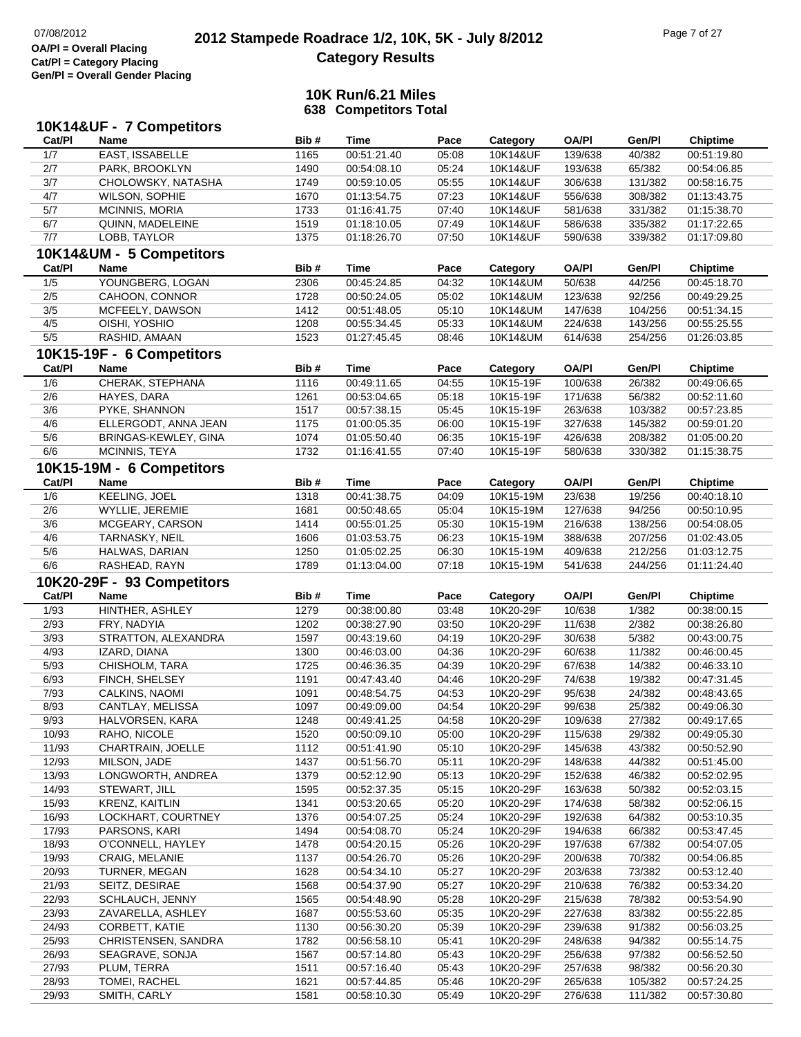# 2012 Stampede Roadrace 1/2, 10K, 5K - July 8/2012

## Category Results

OA/Pl = Overall Placing
Cat/Pl = Category Placing
Gen/Pl = Overall Gender Placing

### 10K Run/6.21 Miles
### 638 Competitors Total

### 10K14&UF - 7 Competitors

| Cat/Pl | Name | Bib # | Time | Pace | Category | OA/Pl | Gen/Pl | Chiptime |
|---|---|---|---|---|---|---|---|---|
| 1/7 | EAST, ISSABELLE | 1165 | 00:51:21.40 | 05:08 | 10K14&UF | 139/638 | 40/382 | 00:51:19.80 |
| 2/7 | PARK, BROOKLYN | 1490 | 00:54:08.10 | 05:24 | 10K14&UF | 193/638 | 65/382 | 00:54:06.85 |
| 3/7 | CHOLOWSKY, NATASHA | 1749 | 00:59:10.05 | 05:55 | 10K14&UF | 306/638 | 131/382 | 00:58:16.75 |
| 4/7 | WILSON, SOPHIE | 1670 | 01:13:54.75 | 07:23 | 10K14&UF | 556/638 | 308/382 | 01:13:43.75 |
| 5/7 | MCINNIS, MORIA | 1733 | 01:16:41.75 | 07:40 | 10K14&UF | 581/638 | 331/382 | 01:15:38.70 |
| 6/7 | QUINN, MADELEINE | 1519 | 01:18:10.05 | 07:49 | 10K14&UF | 586/638 | 335/382 | 01:17:22.65 |
| 7/7 | LOBB, TAYLOR | 1375 | 01:18:26.70 | 07:50 | 10K14&UF | 590/638 | 339/382 | 01:17:09.80 |

### 10K14&UM - 5 Competitors

| Cat/Pl | Name | Bib # | Time | Pace | Category | OA/Pl | Gen/Pl | Chiptime |
|---|---|---|---|---|---|---|---|---|
| 1/5 | YOUNGBERG, LOGAN | 2306 | 00:45:24.85 | 04:32 | 10K14&UM | 50/638 | 44/256 | 00:45:18.70 |
| 2/5 | CAHOON, CONNOR | 1728 | 00:50:24.05 | 05:02 | 10K14&UM | 123/638 | 92/256 | 00:49:29.25 |
| 3/5 | MCFEELY, DAWSON | 1412 | 00:51:48.05 | 05:10 | 10K14&UM | 147/638 | 104/256 | 00:51:34.15 |
| 4/5 | OISHI, YOSHIO | 1208 | 00:55:34.45 | 05:33 | 10K14&UM | 224/638 | 143/256 | 00:55:25.55 |
| 5/5 | RASHID, AMAAN | 1523 | 01:27:45.45 | 08:46 | 10K14&UM | 614/638 | 254/256 | 01:26:03.85 |

### 10K15-19F - 6 Competitors

| Cat/Pl | Name | Bib # | Time | Pace | Category | OA/Pl | Gen/Pl | Chiptime |
|---|---|---|---|---|---|---|---|---|
| 1/6 | CHERAK, STEPHANA | 1116 | 00:49:11.65 | 04:55 | 10K15-19F | 100/638 | 26/382 | 00:49:06.65 |
| 2/6 | HAYES, DARA | 1261 | 00:53:04.65 | 05:18 | 10K15-19F | 171/638 | 56/382 | 00:52:11.60 |
| 3/6 | PYKE, SHANNON | 1517 | 00:57:38.15 | 05:45 | 10K15-19F | 263/638 | 103/382 | 00:57:23.85 |
| 4/6 | ELLERGODT, ANNA JEAN | 1175 | 01:00:05.35 | 06:00 | 10K15-19F | 327/638 | 145/382 | 00:59:01.20 |
| 5/6 | BRINGAS-KEWLEY, GINA | 1074 | 01:05:50.40 | 06:35 | 10K15-19F | 426/638 | 208/382 | 01:05:00.20 |
| 6/6 | MCINNIS, TEYA | 1732 | 01:16:41.55 | 07:40 | 10K15-19F | 580/638 | 330/382 | 01:15:38.75 |

### 10K15-19M - 6 Competitors

| Cat/Pl | Name | Bib # | Time | Pace | Category | OA/Pl | Gen/Pl | Chiptime |
|---|---|---|---|---|---|---|---|---|
| 1/6 | KEELING, JOEL | 1318 | 00:41:38.75 | 04:09 | 10K15-19M | 23/638 | 19/256 | 00:40:18.10 |
| 2/6 | WYLLIE, JEREMIE | 1681 | 00:50:48.65 | 05:04 | 10K15-19M | 127/638 | 94/256 | 00:50:10.95 |
| 3/6 | MCGEARY, CARSON | 1414 | 00:55:01.25 | 05:30 | 10K15-19M | 216/638 | 138/256 | 00:54:08.05 |
| 4/6 | TARNASKY, NEIL | 1606 | 01:03:53.75 | 06:23 | 10K15-19M | 388/638 | 207/256 | 01:02:43.05 |
| 5/6 | HALWAS, DARIAN | 1250 | 01:05:02.25 | 06:30 | 10K15-19M | 409/638 | 212/256 | 01:03:12.75 |
| 6/6 | RASHEAD, RAYN | 1789 | 01:13:04.00 | 07:18 | 10K15-19M | 541/638 | 244/256 | 01:11:24.40 |

### 10K20-29F - 93 Competitors

| Cat/Pl | Name | Bib # | Time | Pace | Category | OA/Pl | Gen/Pl | Chiptime |
|---|---|---|---|---|---|---|---|---|
| 1/93 | HINTHER, ASHLEY | 1279 | 00:38:00.80 | 03:48 | 10K20-29F | 10/638 | 1/382 | 00:38:00.15 |
| 2/93 | FRY, NADYIA | 1202 | 00:38:27.90 | 03:50 | 10K20-29F | 11/638 | 2/382 | 00:38:26.80 |
| 3/93 | STRATTON, ALEXANDRA | 1597 | 00:43:19.60 | 04:19 | 10K20-29F | 30/638 | 5/382 | 00:43:00.75 |
| 4/93 | IZARD, DIANA | 1300 | 00:46:03.00 | 04:36 | 10K20-29F | 60/638 | 11/382 | 00:46:00.45 |
| 5/93 | CHISHOLM, TARA | 1725 | 00:46:36.35 | 04:39 | 10K20-29F | 67/638 | 14/382 | 00:46:33.10 |
| 6/93 | FINCH, SHELSEY | 1191 | 00:47:43.40 | 04:46 | 10K20-29F | 74/638 | 19/382 | 00:47:31.45 |
| 7/93 | CALKINS, NAOMI | 1091 | 00:48:54.75 | 04:53 | 10K20-29F | 95/638 | 24/382 | 00:48:43.65 |
| 8/93 | CANTLAY, MELISSA | 1097 | 00:49:09.00 | 04:54 | 10K20-29F | 99/638 | 25/382 | 00:49:06.30 |
| 9/93 | HALVORSEN, KARA | 1248 | 00:49:41.25 | 04:58 | 10K20-29F | 109/638 | 27/382 | 00:49:17.65 |
| 10/93 | RAHO, NICOLE | 1520 | 00:50:09.10 | 05:00 | 10K20-29F | 115/638 | 29/382 | 00:49:05.30 |
| 11/93 | CHARTRAIN, JOELLE | 1112 | 00:51:41.90 | 05:10 | 10K20-29F | 145/638 | 43/382 | 00:50:52.90 |
| 12/93 | MILSON, JADE | 1437 | 00:51:56.70 | 05:11 | 10K20-29F | 148/638 | 44/382 | 00:51:45.00 |
| 13/93 | LONGWORTH, ANDREA | 1379 | 00:52:12.90 | 05:13 | 10K20-29F | 152/638 | 46/382 | 00:52:02.95 |
| 14/93 | STEWART, JILL | 1595 | 00:52:37.35 | 05:15 | 10K20-29F | 163/638 | 50/382 | 00:52:03.15 |
| 15/93 | KRENZ, KAITLIN | 1341 | 00:53:20.65 | 05:20 | 10K20-29F | 174/638 | 58/382 | 00:52:06.15 |
| 16/93 | LOCKHART, COURTNEY | 1376 | 00:54:07.25 | 05:24 | 10K20-29F | 192/638 | 64/382 | 00:53:10.35 |
| 17/93 | PARSONS, KARI | 1494 | 00:54:08.70 | 05:24 | 10K20-29F | 194/638 | 66/382 | 00:53:47.45 |
| 18/93 | O'CONNELL, HAYLEY | 1478 | 00:54:20.15 | 05:26 | 10K20-29F | 197/638 | 67/382 | 00:54:07.05 |
| 19/93 | CRAIG, MELANIE | 1137 | 00:54:26.70 | 05:26 | 10K20-29F | 200/638 | 70/382 | 00:54:06.85 |
| 20/93 | TURNER, MEGAN | 1628 | 00:54:34.10 | 05:27 | 10K20-29F | 203/638 | 73/382 | 00:53:12.40 |
| 21/93 | SEITZ, DESIRAE | 1568 | 00:54:37.90 | 05:27 | 10K20-29F | 210/638 | 76/382 | 00:53:34.20 |
| 22/93 | SCHLAUCH, JENNY | 1565 | 00:54:48.90 | 05:28 | 10K20-29F | 215/638 | 78/382 | 00:53:54.90 |
| 23/93 | ZAVARELLA, ASHLEY | 1687 | 00:55:53.60 | 05:35 | 10K20-29F | 227/638 | 83/382 | 00:55:22.85 |
| 24/93 | CORBETT, KATIE | 1130 | 00:56:30.20 | 05:39 | 10K20-29F | 239/638 | 91/382 | 00:56:03.25 |
| 25/93 | CHRISTENSEN, SANDRA | 1782 | 00:56:58.10 | 05:41 | 10K20-29F | 248/638 | 94/382 | 00:55:14.75 |
| 26/93 | SEAGRAVE, SONJA | 1567 | 00:57:14.80 | 05:43 | 10K20-29F | 256/638 | 97/382 | 00:56:52.50 |
| 27/93 | PLUM, TERRA | 1511 | 00:57:16.40 | 05:43 | 10K20-29F | 257/638 | 98/382 | 00:56:20.30 |
| 28/93 | TOMEI, RACHEL | 1621 | 00:57:44.85 | 05:46 | 10K20-29F | 265/638 | 105/382 | 00:57:24.25 |
| 29/93 | SMITH, CARLY | 1581 | 00:58:10.30 | 05:49 | 10K20-29F | 276/638 | 111/382 | 00:57:30.80 |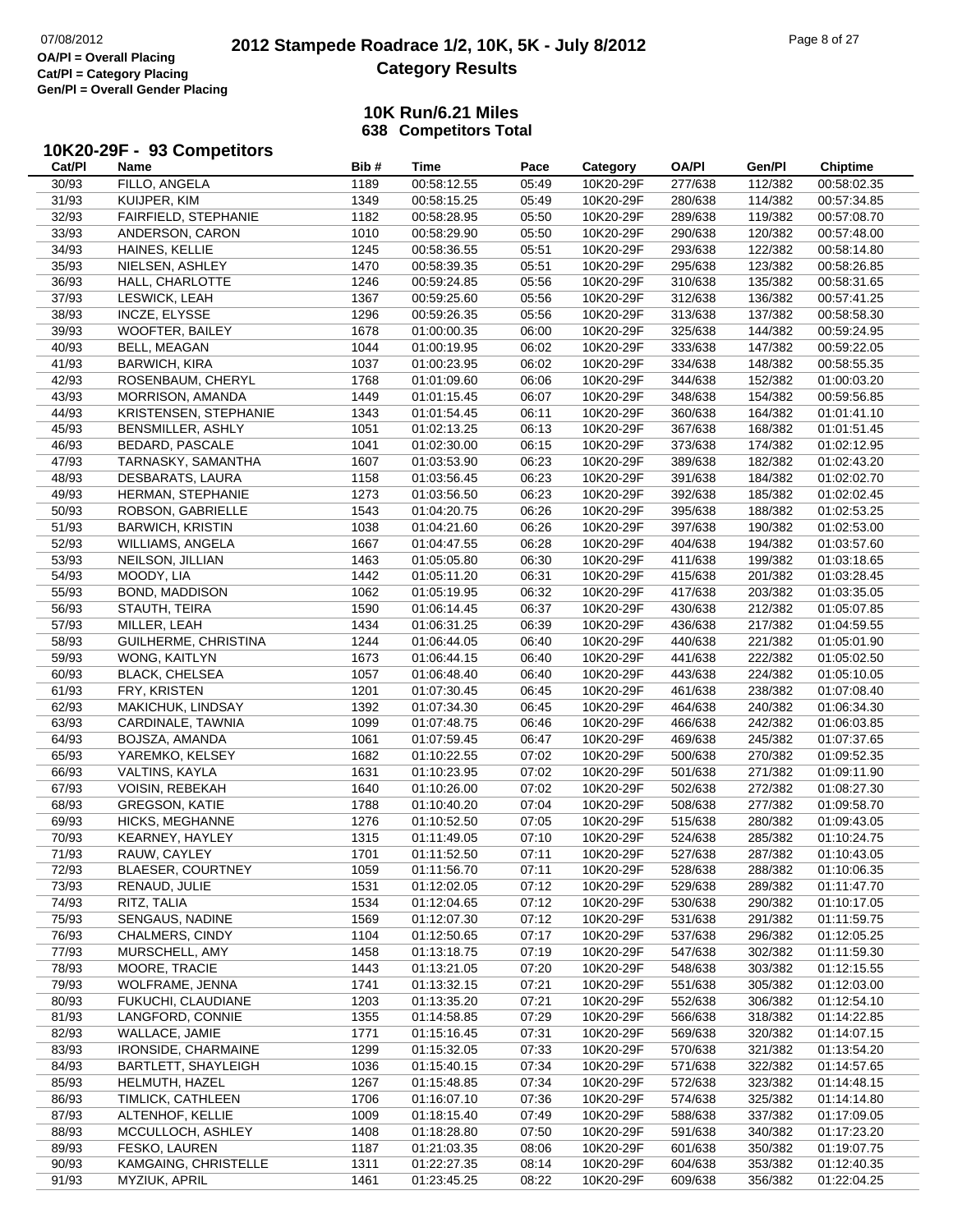# 2012 Stampede Roadrace 1/2, 10K, 5K - July 8/2012
## Category Results

OA/Pl = Overall Placing
Cat/Pl = Category Placing
Gen/Pl = Overall Gender Placing

### 10K Run/6.21 Miles
### 638 Competitors Total

### 10K20-29F - 93 Competitors

| Cat/Pl | Name | Bib # | Time | Pace | Category | OA/Pl | Gen/Pl | Chiptime |
|---|---|---|---|---|---|---|---|---|
| 30/93 | FILLO, ANGELA | 1189 | 00:58:12.55 | 05:49 | 10K20-29F | 277/638 | 112/382 | 00:58:02.35 |
| 31/93 | KUIJPER, KIM | 1349 | 00:58:15.25 | 05:49 | 10K20-29F | 280/638 | 114/382 | 00:57:34.85 |
| 32/93 | FAIRFIELD, STEPHANIE | 1182 | 00:58:28.95 | 05:50 | 10K20-29F | 289/638 | 119/382 | 00:57:08.70 |
| 33/93 | ANDERSON, CARON | 1010 | 00:58:29.90 | 05:50 | 10K20-29F | 290/638 | 120/382 | 00:57:48.00 |
| 34/93 | HAINES, KELLIE | 1245 | 00:58:36.55 | 05:51 | 10K20-29F | 293/638 | 122/382 | 00:58:14.80 |
| 35/93 | NIELSEN, ASHLEY | 1470 | 00:58:39.35 | 05:51 | 10K20-29F | 295/638 | 123/382 | 00:58:26.85 |
| 36/93 | HALL, CHARLOTTE | 1246 | 00:59:24.85 | 05:56 | 10K20-29F | 310/638 | 135/382 | 00:58:31.65 |
| 37/93 | LESWICK, LEAH | 1367 | 00:59:25.60 | 05:56 | 10K20-29F | 312/638 | 136/382 | 00:57:41.25 |
| 38/93 | INCZE, ELYSSE | 1296 | 00:59:26.35 | 05:56 | 10K20-29F | 313/638 | 137/382 | 00:58:58.30 |
| 39/93 | WOOFTER, BAILEY | 1678 | 01:00:00.35 | 06:00 | 10K20-29F | 325/638 | 144/382 | 00:59:24.95 |
| 40/93 | BELL, MEAGAN | 1044 | 01:00:19.95 | 06:02 | 10K20-29F | 333/638 | 147/382 | 00:59:22.05 |
| 41/93 | BARWICH, KIRA | 1037 | 01:00:23.95 | 06:02 | 10K20-29F | 334/638 | 148/382 | 00:58:55.35 |
| 42/93 | ROSENBAUM, CHERYL | 1768 | 01:01:09.60 | 06:06 | 10K20-29F | 344/638 | 152/382 | 01:00:03.20 |
| 43/93 | MORRISON, AMANDA | 1449 | 01:01:15.45 | 06:07 | 10K20-29F | 348/638 | 154/382 | 00:59:56.85 |
| 44/93 | KRISTENSEN, STEPHANIE | 1343 | 01:01:54.45 | 06:11 | 10K20-29F | 360/638 | 164/382 | 01:01:41.10 |
| 45/93 | BENSMILLER, ASHLY | 1051 | 01:02:13.25 | 06:13 | 10K20-29F | 367/638 | 168/382 | 01:01:51.45 |
| 46/93 | BEDARD, PASCALE | 1041 | 01:02:30.00 | 06:15 | 10K20-29F | 373/638 | 174/382 | 01:02:12.95 |
| 47/93 | TARNASKY, SAMANTHA | 1607 | 01:03:53.90 | 06:23 | 10K20-29F | 389/638 | 182/382 | 01:02:43.20 |
| 48/93 | DESBARATS, LAURA | 1158 | 01:03:56.45 | 06:23 | 10K20-29F | 391/638 | 184/382 | 01:02:02.70 |
| 49/93 | HERMAN, STEPHANIE | 1273 | 01:03:56.50 | 06:23 | 10K20-29F | 392/638 | 185/382 | 01:02:02.45 |
| 50/93 | ROBSON, GABRIELLE | 1543 | 01:04:20.75 | 06:26 | 10K20-29F | 395/638 | 188/382 | 01:02:53.25 |
| 51/93 | BARWICH, KRISTIN | 1038 | 01:04:21.60 | 06:26 | 10K20-29F | 397/638 | 190/382 | 01:02:53.00 |
| 52/93 | WILLIAMS, ANGELA | 1667 | 01:04:47.55 | 06:28 | 10K20-29F | 404/638 | 194/382 | 01:03:57.60 |
| 53/93 | NEILSON, JILLIAN | 1463 | 01:05:05.80 | 06:30 | 10K20-29F | 411/638 | 199/382 | 01:03:18.65 |
| 54/93 | MOODY, LIA | 1442 | 01:05:11.20 | 06:31 | 10K20-29F | 415/638 | 201/382 | 01:03:28.45 |
| 55/93 | BOND, MADDISON | 1062 | 01:05:19.95 | 06:32 | 10K20-29F | 417/638 | 203/382 | 01:03:35.05 |
| 56/93 | STAUTH, TEIRA | 1590 | 01:06:14.45 | 06:37 | 10K20-29F | 430/638 | 212/382 | 01:05:07.85 |
| 57/93 | MILLER, LEAH | 1434 | 01:06:31.25 | 06:39 | 10K20-29F | 436/638 | 217/382 | 01:04:59.55 |
| 58/93 | GUILHERME, CHRISTINA | 1244 | 01:06:44.05 | 06:40 | 10K20-29F | 440/638 | 221/382 | 01:05:01.90 |
| 59/93 | WONG, KAITLYN | 1673 | 01:06:44.15 | 06:40 | 10K20-29F | 441/638 | 222/382 | 01:05:02.50 |
| 60/93 | BLACK, CHELSEA | 1057 | 01:06:48.40 | 06:40 | 10K20-29F | 443/638 | 224/382 | 01:05:10.05 |
| 61/93 | FRY, KRISTEN | 1201 | 01:07:30.45 | 06:45 | 10K20-29F | 461/638 | 238/382 | 01:07:08.40 |
| 62/93 | MAKICHUK, LINDSAY | 1392 | 01:07:34.30 | 06:45 | 10K20-29F | 464/638 | 240/382 | 01:06:34.30 |
| 63/93 | CARDINALE, TAWNIA | 1099 | 01:07:48.75 | 06:46 | 10K20-29F | 466/638 | 242/382 | 01:06:03.85 |
| 64/93 | BOJSZA, AMANDA | 1061 | 01:07:59.45 | 06:47 | 10K20-29F | 469/638 | 245/382 | 01:07:37.65 |
| 65/93 | YAREMKO, KELSEY | 1682 | 01:10:22.55 | 07:02 | 10K20-29F | 500/638 | 270/382 | 01:09:52.35 |
| 66/93 | VALTINS, KAYLA | 1631 | 01:10:23.95 | 07:02 | 10K20-29F | 501/638 | 271/382 | 01:09:11.90 |
| 67/93 | VOISIN, REBEKAH | 1640 | 01:10:26.00 | 07:02 | 10K20-29F | 502/638 | 272/382 | 01:08:27.30 |
| 68/93 | GREGSON, KATIE | 1788 | 01:10:40.20 | 07:04 | 10K20-29F | 508/638 | 277/382 | 01:09:58.70 |
| 69/93 | HICKS, MEGHANNE | 1276 | 01:10:52.50 | 07:05 | 10K20-29F | 515/638 | 280/382 | 01:09:43.05 |
| 70/93 | KEARNEY, HAYLEY | 1315 | 01:11:49.05 | 07:10 | 10K20-29F | 524/638 | 285/382 | 01:10:24.75 |
| 71/93 | RAUW, CAYLEY | 1701 | 01:11:52.50 | 07:11 | 10K20-29F | 527/638 | 287/382 | 01:10:43.05 |
| 72/93 | BLAESER, COURTNEY | 1059 | 01:11:56.70 | 07:11 | 10K20-29F | 528/638 | 288/382 | 01:10:06.35 |
| 73/93 | RENAUD, JULIE | 1531 | 01:12:02.05 | 07:12 | 10K20-29F | 529/638 | 289/382 | 01:11:47.70 |
| 74/93 | RITZ, TALIA | 1534 | 01:12:04.65 | 07:12 | 10K20-29F | 530/638 | 290/382 | 01:10:17.05 |
| 75/93 | SENGAUS, NADINE | 1569 | 01:12:07.30 | 07:12 | 10K20-29F | 531/638 | 291/382 | 01:11:59.75 |
| 76/93 | CHALMERS, CINDY | 1104 | 01:12:50.65 | 07:17 | 10K20-29F | 537/638 | 296/382 | 01:12:05.25 |
| 77/93 | MURSCHELL, AMY | 1458 | 01:13:18.75 | 07:19 | 10K20-29F | 547/638 | 302/382 | 01:11:59.30 |
| 78/93 | MOORE, TRACIE | 1443 | 01:13:21.05 | 07:20 | 10K20-29F | 548/638 | 303/382 | 01:12:15.55 |
| 79/93 | WOLFRAME, JENNA | 1741 | 01:13:32.15 | 07:21 | 10K20-29F | 551/638 | 305/382 | 01:12:03.00 |
| 80/93 | FUKUCHI, CLAUDIANE | 1203 | 01:13:35.20 | 07:21 | 10K20-29F | 552/638 | 306/382 | 01:12:54.10 |
| 81/93 | LANGFORD, CONNIE | 1355 | 01:14:58.85 | 07:29 | 10K20-29F | 566/638 | 318/382 | 01:14:22.85 |
| 82/93 | WALLACE, JAMIE | 1771 | 01:15:16.45 | 07:31 | 10K20-29F | 569/638 | 320/382 | 01:14:07.15 |
| 83/93 | IRONSIDE, CHARMAINE | 1299 | 01:15:32.05 | 07:33 | 10K20-29F | 570/638 | 321/382 | 01:13:54.20 |
| 84/93 | BARTLETT, SHAYLEIGH | 1036 | 01:15:40.15 | 07:34 | 10K20-29F | 571/638 | 322/382 | 01:14:57.65 |
| 85/93 | HELMUTH, HAZEL | 1267 | 01:15:48.85 | 07:34 | 10K20-29F | 572/638 | 323/382 | 01:14:48.15 |
| 86/93 | TIMLICK, CATHLEEN | 1706 | 01:16:07.10 | 07:36 | 10K20-29F | 574/638 | 325/382 | 01:14:14.80 |
| 87/93 | ALTENHOF, KELLIE | 1009 | 01:18:15.40 | 07:49 | 10K20-29F | 588/638 | 337/382 | 01:17:09.05 |
| 88/93 | MCCULLOCH, ASHLEY | 1408 | 01:18:28.80 | 07:50 | 10K20-29F | 591/638 | 340/382 | 01:17:23.20 |
| 89/93 | FESKO, LAUREN | 1187 | 01:21:03.35 | 08:06 | 10K20-29F | 601/638 | 350/382 | 01:19:07.75 |
| 90/93 | KAMGAING, CHRISTELLE | 1311 | 01:22:27.35 | 08:14 | 10K20-29F | 604/638 | 353/382 | 01:12:40.35 |
| 91/93 | MYZIUK, APRIL | 1461 | 01:23:45.25 | 08:22 | 10K20-29F | 609/638 | 356/382 | 01:22:04.25 |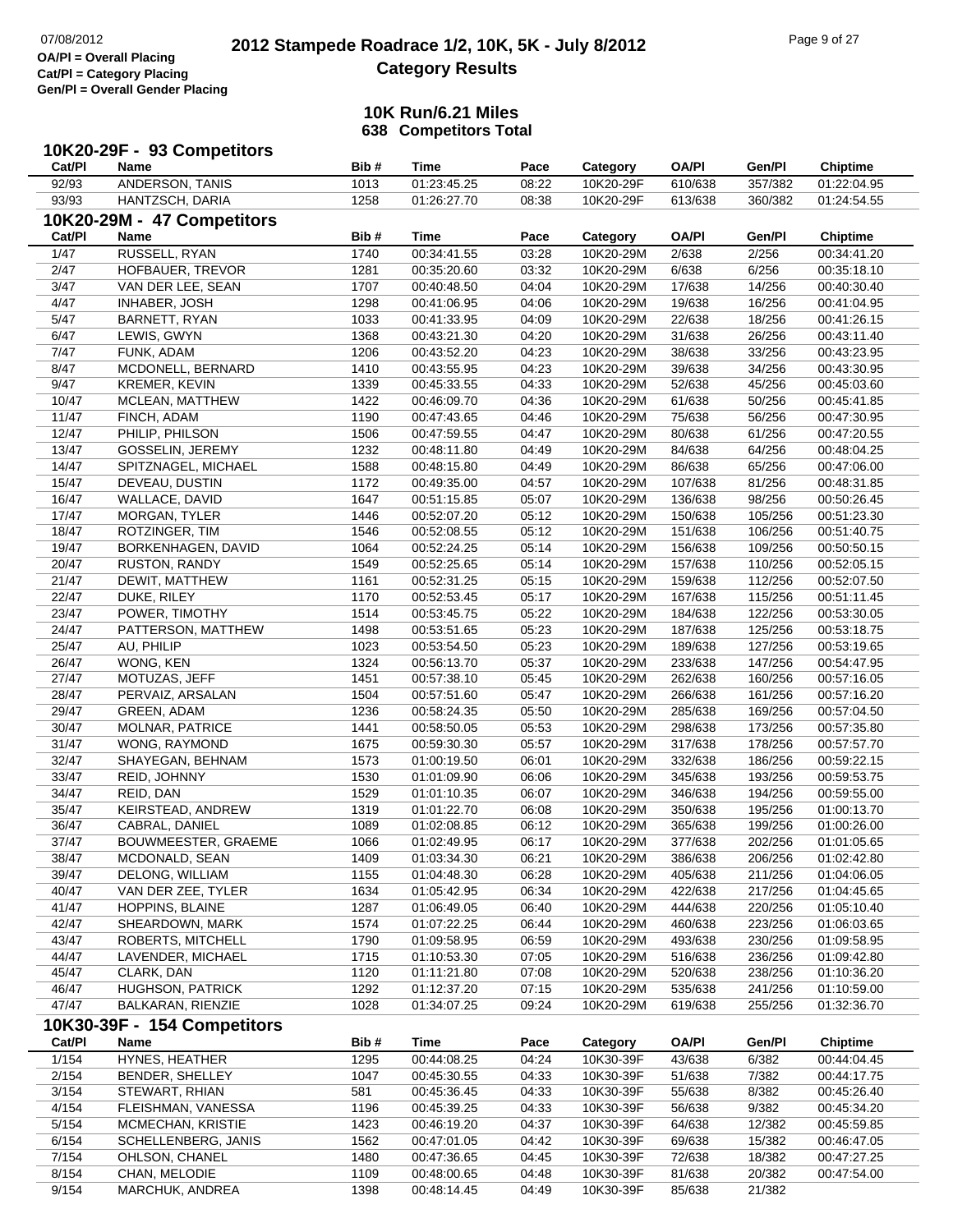OA/Pl = Overall Placing
Cat/Pl = Category Placing
Gen/Pl = Overall Gender Placing

# 2012 Stampede Roadrace 1/2, 10K, 5K - July 8/2012
## Category Results

### 10K Run/6.21 Miles
### 638 Competitors Total

## 10K20-29F - 93 Competitors

| Cat/Pl | Name | Bib # | Time | Pace | Category | OA/Pl | Gen/Pl | Chiptime |
|---|---|---|---|---|---|---|---|---|
| 92/93 | ANDERSON, TANIS | 1013 | 01:23:45.25 | 08:22 | 10K20-29F | 610/638 | 357/382 | 01:22:04.95 |
| 93/93 | HANTZSCH, DARIA | 1258 | 01:26:27.70 | 08:38 | 10K20-29F | 613/638 | 360/382 | 01:24:54.55 |

## 10K20-29M - 47 Competitors

| Cat/Pl | Name | Bib # | Time | Pace | Category | OA/Pl | Gen/Pl | Chiptime |
|---|---|---|---|---|---|---|---|---|
| 1/47 | RUSSELL, RYAN | 1740 | 00:34:41.55 | 03:28 | 10K20-29M | 2/638 | 2/256 | 00:34:41.20 |
| 2/47 | HOFBAUER, TREVOR | 1281 | 00:35:20.60 | 03:32 | 10K20-29M | 6/638 | 6/256 | 00:35:18.10 |
| 3/47 | VAN DER LEE, SEAN | 1707 | 00:40:48.50 | 04:04 | 10K20-29M | 17/638 | 14/256 | 00:40:30.40 |
| 4/47 | INHABER, JOSH | 1298 | 00:41:06.95 | 04:06 | 10K20-29M | 19/638 | 16/256 | 00:41:04.95 |
| 5/47 | BARNETT, RYAN | 1033 | 00:41:33.95 | 04:09 | 10K20-29M | 22/638 | 18/256 | 00:41:26.15 |
| 6/47 | LEWIS, GWYN | 1368 | 00:43:21.30 | 04:20 | 10K20-29M | 31/638 | 26/256 | 00:43:11.40 |
| 7/47 | FUNK, ADAM | 1206 | 00:43:52.20 | 04:23 | 10K20-29M | 38/638 | 33/256 | 00:43:23.95 |
| 8/47 | MCDONELL, BERNARD | 1410 | 00:43:55.95 | 04:23 | 10K20-29M | 39/638 | 34/256 | 00:43:30.95 |
| 9/47 | KREMER, KEVIN | 1339 | 00:45:33.55 | 04:33 | 10K20-29M | 52/638 | 45/256 | 00:45:03.60 |
| 10/47 | MCLEAN, MATTHEW | 1422 | 00:46:09.70 | 04:36 | 10K20-29M | 61/638 | 50/256 | 00:45:41.85 |
| 11/47 | FINCH, ADAM | 1190 | 00:47:43.65 | 04:46 | 10K20-29M | 75/638 | 56/256 | 00:47:30.95 |
| 12/47 | PHILIP, PHILSON | 1506 | 00:47:59.55 | 04:47 | 10K20-29M | 80/638 | 61/256 | 00:47:20.55 |
| 13/47 | GOSSELIN, JEREMY | 1232 | 00:48:11.80 | 04:49 | 10K20-29M | 84/638 | 64/256 | 00:48:04.25 |
| 14/47 | SPITZNAGEL, MICHAEL | 1588 | 00:48:15.80 | 04:49 | 10K20-29M | 86/638 | 65/256 | 00:47:06.00 |
| 15/47 | DEVEAU, DUSTIN | 1172 | 00:49:35.00 | 04:57 | 10K20-29M | 107/638 | 81/256 | 00:48:31.85 |
| 16/47 | WALLACE, DAVID | 1647 | 00:51:15.85 | 05:07 | 10K20-29M | 136/638 | 98/256 | 00:50:26.45 |
| 17/47 | MORGAN, TYLER | 1446 | 00:52:07.20 | 05:12 | 10K20-29M | 150/638 | 105/256 | 00:51:23.30 |
| 18/47 | ROTZINGER, TIM | 1546 | 00:52:08.55 | 05:12 | 10K20-29M | 151/638 | 106/256 | 00:51:40.75 |
| 19/47 | BORKENHAGEN, DAVID | 1064 | 00:52:24.25 | 05:14 | 10K20-29M | 156/638 | 109/256 | 00:50:50.15 |
| 20/47 | RUSTON, RANDY | 1549 | 00:52:25.65 | 05:14 | 10K20-29M | 157/638 | 110/256 | 00:52:05.15 |
| 21/47 | DEWIT, MATTHEW | 1161 | 00:52:31.25 | 05:15 | 10K20-29M | 159/638 | 112/256 | 00:52:07.50 |
| 22/47 | DUKE, RILEY | 1170 | 00:52:53.45 | 05:17 | 10K20-29M | 167/638 | 115/256 | 00:51:11.45 |
| 23/47 | POWER, TIMOTHY | 1514 | 00:53:45.75 | 05:22 | 10K20-29M | 184/638 | 122/256 | 00:53:30.05 |
| 24/47 | PATTERSON, MATTHEW | 1498 | 00:53:51.65 | 05:23 | 10K20-29M | 187/638 | 125/256 | 00:53:18.75 |
| 25/47 | AU, PHILIP | 1023 | 00:53:54.50 | 05:23 | 10K20-29M | 189/638 | 127/256 | 00:53:19.65 |
| 26/47 | WONG, KEN | 1324 | 00:56:13.70 | 05:37 | 10K20-29M | 233/638 | 147/256 | 00:54:47.95 |
| 27/47 | MOTUZAS, JEFF | 1451 | 00:57:38.10 | 05:45 | 10K20-29M | 262/638 | 160/256 | 00:57:16.05 |
| 28/47 | PERVAIZ, ARSALAN | 1504 | 00:57:51.60 | 05:47 | 10K20-29M | 266/638 | 161/256 | 00:57:16.20 |
| 29/47 | GREEN, ADAM | 1236 | 00:58:24.35 | 05:50 | 10K20-29M | 285/638 | 169/256 | 00:57:04.50 |
| 30/47 | MOLNAR, PATRICE | 1441 | 00:58:50.05 | 05:53 | 10K20-29M | 298/638 | 173/256 | 00:57:35.80 |
| 31/47 | WONG, RAYMOND | 1675 | 00:59:30.30 | 05:57 | 10K20-29M | 317/638 | 178/256 | 00:57:57.70 |
| 32/47 | SHAYEGAN, BEHNAM | 1573 | 01:00:19.50 | 06:01 | 10K20-29M | 332/638 | 186/256 | 00:59:22.15 |
| 33/47 | REID, JOHNNY | 1530 | 01:01:09.90 | 06:06 | 10K20-29M | 345/638 | 193/256 | 00:59:53.75 |
| 34/47 | REID, DAN | 1529 | 01:01:10.35 | 06:07 | 10K20-29M | 346/638 | 194/256 | 00:59:55.00 |
| 35/47 | KEIRSTEAD, ANDREW | 1319 | 01:01:22.70 | 06:08 | 10K20-29M | 350/638 | 195/256 | 01:00:13.70 |
| 36/47 | CABRAL, DANIEL | 1089 | 01:02:08.85 | 06:12 | 10K20-29M | 365/638 | 199/256 | 01:00:26.00 |
| 37/47 | BOUWMEESTER, GRAEME | 1066 | 01:02:49.95 | 06:17 | 10K20-29M | 377/638 | 202/256 | 01:01:05.65 |
| 38/47 | MCDONALD, SEAN | 1409 | 01:03:34.30 | 06:21 | 10K20-29M | 386/638 | 206/256 | 01:02:42.80 |
| 39/47 | DELONG, WILLIAM | 1155 | 01:04:48.30 | 06:28 | 10K20-29M | 405/638 | 211/256 | 01:04:06.05 |
| 40/47 | VAN DER ZEE, TYLER | 1634 | 01:05:42.95 | 06:34 | 10K20-29M | 422/638 | 217/256 | 01:04:45.65 |
| 41/47 | HOPPINS, BLAINE | 1287 | 01:06:49.05 | 06:40 | 10K20-29M | 444/638 | 220/256 | 01:05:10.40 |
| 42/47 | SHEARDOWN, MARK | 1574 | 01:07:22.25 | 06:44 | 10K20-29M | 460/638 | 223/256 | 01:06:03.65 |
| 43/47 | ROBERTS, MITCHELL | 1790 | 01:09:58.95 | 06:59 | 10K20-29M | 493/638 | 230/256 | 01:09:58.95 |
| 44/47 | LAVENDER, MICHAEL | 1715 | 01:10:53.30 | 07:05 | 10K20-29M | 516/638 | 236/256 | 01:09:42.80 |
| 45/47 | CLARK, DAN | 1120 | 01:11:21.80 | 07:08 | 10K20-29M | 520/638 | 238/256 | 01:10:36.20 |
| 46/47 | HUGHSON, PATRICK | 1292 | 01:12:37.20 | 07:15 | 10K20-29M | 535/638 | 241/256 | 01:10:59.00 |
| 47/47 | BALKARAN, RIENZIE | 1028 | 01:34:07.25 | 09:24 | 10K20-29M | 619/638 | 255/256 | 01:32:36.70 |

## 10K30-39F - 154 Competitors

| Cat/Pl | Name | Bib # | Time | Pace | Category | OA/Pl | Gen/Pl | Chiptime |
|---|---|---|---|---|---|---|---|---|
| 1/154 | HYNES, HEATHER | 1295 | 00:44:08.25 | 04:24 | 10K30-39F | 43/638 | 6/382 | 00:44:04.45 |
| 2/154 | BENDER, SHELLEY | 1047 | 00:45:30.55 | 04:33 | 10K30-39F | 51/638 | 7/382 | 00:44:17.75 |
| 3/154 | STEWART, RHIAN | 581 | 00:45:36.45 | 04:33 | 10K30-39F | 55/638 | 8/382 | 00:45:26.40 |
| 4/154 | FLEISHMAN, VANESSA | 1196 | 00:45:39.25 | 04:33 | 10K30-39F | 56/638 | 9/382 | 00:45:34.20 |
| 5/154 | MCMECHAN, KRISTIE | 1423 | 00:46:19.20 | 04:37 | 10K30-39F | 64/638 | 12/382 | 00:45:59.85 |
| 6/154 | SCHELLENBERG, JANIS | 1562 | 00:47:01.05 | 04:42 | 10K30-39F | 69/638 | 15/382 | 00:46:47.05 |
| 7/154 | OHLSON, CHANEL | 1480 | 00:47:36.65 | 04:45 | 10K30-39F | 72/638 | 18/382 | 00:47:27.25 |
| 8/154 | CHAN, MELODIE | 1109 | 00:48:00.65 | 04:48 | 10K30-39F | 81/638 | 20/382 | 00:47:54.00 |
| 9/154 | MARCHUK, ANDREA | 1398 | 00:48:14.45 | 04:49 | 10K30-39F | 85/638 | 21/382 | |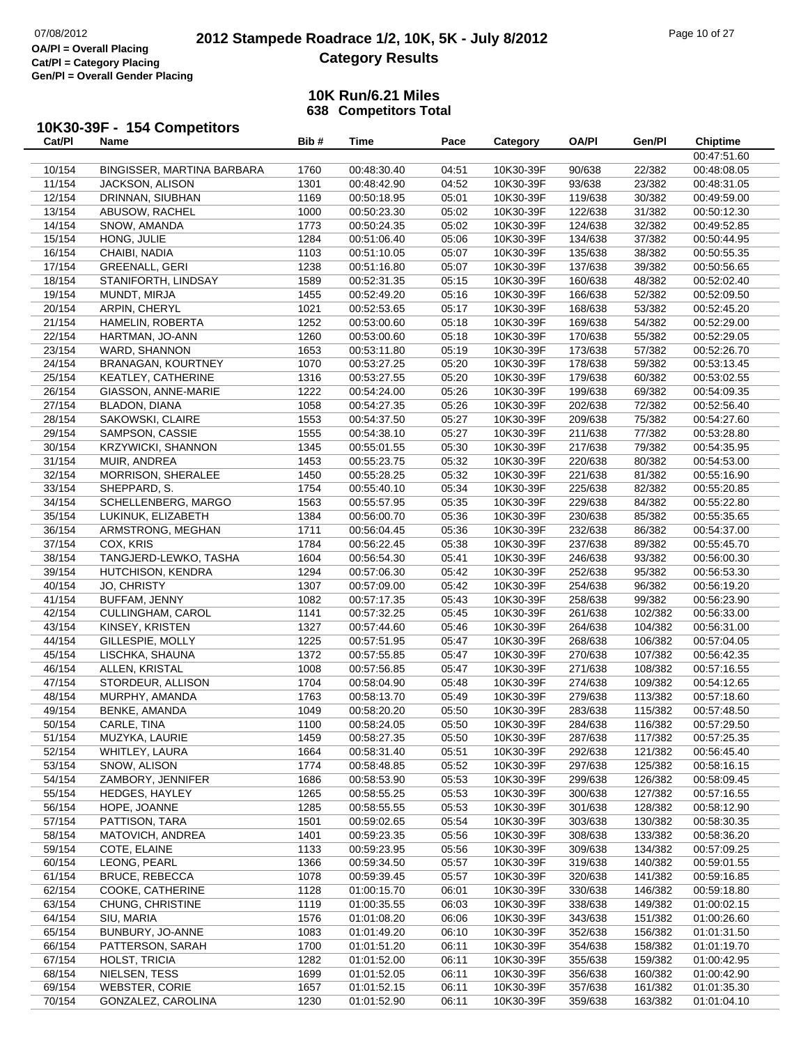# 2012 Stampede Roadrace 1/2, 10K, 5K - July 8/2012

## Category Results

OA/Pl = Overall Placing
Cat/Pl = Category Placing
Gen/Pl = Overall Gender Placing

### 10K Run/6.21 Miles
### 638 Competitors Total

### 10K30-39F - 154 Competitors

| Cat/Pl | Name | Bib # | Time | Pace | Category | OA/Pl | Gen/Pl | Chiptime |
|---|---|---|---|---|---|---|---|---|
| | | | | | | | | 00:47:51.60 |
| 10/154 | BINGISSER, MARTINA BARBARA | 1760 | 00:48:30.40 | 04:51 | 10K30-39F | 90/638 | 22/382 | 00:48:08.05 |
| 11/154 | JACKSON, ALISON | 1301 | 00:48:42.90 | 04:52 | 10K30-39F | 93/638 | 23/382 | 00:48:31.05 |
| 12/154 | DRINNAN, SIUBHAN | 1169 | 00:50:18.95 | 05:01 | 10K30-39F | 119/638 | 30/382 | 00:49:59.00 |
| 13/154 | ABUSOW, RACHEL | 1000 | 00:50:23.30 | 05:02 | 10K30-39F | 122/638 | 31/382 | 00:50:12.30 |
| 14/154 | SNOW, AMANDA | 1773 | 00:50:24.35 | 05:02 | 10K30-39F | 124/638 | 32/382 | 00:49:52.85 |
| 15/154 | HONG, JULIE | 1284 | 00:51:06.40 | 05:06 | 10K30-39F | 134/638 | 37/382 | 00:50:44.95 |
| 16/154 | CHAIBI, NADIA | 1103 | 00:51:10.05 | 05:07 | 10K30-39F | 135/638 | 38/382 | 00:50:55.35 |
| 17/154 | GREENALL, GERI | 1238 | 00:51:16.80 | 05:07 | 10K30-39F | 137/638 | 39/382 | 00:50:56.65 |
| 18/154 | STANIFORTH, LINDSAY | 1589 | 00:52:31.35 | 05:15 | 10K30-39F | 160/638 | 48/382 | 00:52:02.40 |
| 19/154 | MUNDT, MIRJA | 1455 | 00:52:49.20 | 05:16 | 10K30-39F | 166/638 | 52/382 | 00:52:09.50 |
| 20/154 | ARPIN, CHERYL | 1021 | 00:52:53.65 | 05:17 | 10K30-39F | 168/638 | 53/382 | 00:52:45.20 |
| 21/154 | HAMELIN, ROBERTA | 1252 | 00:53:00.60 | 05:18 | 10K30-39F | 169/638 | 54/382 | 00:52:29.00 |
| 22/154 | HARTMAN, JO-ANN | 1260 | 00:53:00.60 | 05:18 | 10K30-39F | 170/638 | 55/382 | 00:52:29.05 |
| 23/154 | WARD, SHANNON | 1653 | 00:53:11.80 | 05:19 | 10K30-39F | 173/638 | 57/382 | 00:52:26.70 |
| 24/154 | BRANAGAN, KOURTNEY | 1070 | 00:53:27.25 | 05:20 | 10K30-39F | 178/638 | 59/382 | 00:53:13.45 |
| 25/154 | KEATLEY, CATHERINE | 1316 | 00:53:27.55 | 05:20 | 10K30-39F | 179/638 | 60/382 | 00:53:02.55 |
| 26/154 | GIASSON, ANNE-MARIE | 1222 | 00:54:24.00 | 05:26 | 10K30-39F | 199/638 | 69/382 | 00:54:09.35 |
| 27/154 | BLADON, DIANA | 1058 | 00:54:27.35 | 05:26 | 10K30-39F | 202/638 | 72/382 | 00:52:56.40 |
| 28/154 | SAKOWSKI, CLAIRE | 1553 | 00:54:37.50 | 05:27 | 10K30-39F | 209/638 | 75/382 | 00:54:27.60 |
| 29/154 | SAMPSON, CASSIE | 1555 | 00:54:38.10 | 05:27 | 10K30-39F | 211/638 | 77/382 | 00:53:28.80 |
| 30/154 | KRZYWICKI, SHANNON | 1345 | 00:55:01.55 | 05:30 | 10K30-39F | 217/638 | 79/382 | 00:54:35.95 |
| 31/154 | MUIR, ANDREA | 1453 | 00:55:23.75 | 05:32 | 10K30-39F | 220/638 | 80/382 | 00:54:53.00 |
| 32/154 | MORRISON, SHERALEE | 1450 | 00:55:28.25 | 05:32 | 10K30-39F | 221/638 | 81/382 | 00:55:16.90 |
| 33/154 | SHEPPARD, S. | 1754 | 00:55:40.10 | 05:34 | 10K30-39F | 225/638 | 82/382 | 00:55:20.85 |
| 34/154 | SCHELLENBERG, MARGO | 1563 | 00:55:57.95 | 05:35 | 10K30-39F | 229/638 | 84/382 | 00:55:22.80 |
| 35/154 | LUKINUK, ELIZABETH | 1384 | 00:56:00.70 | 05:36 | 10K30-39F | 230/638 | 85/382 | 00:55:35.65 |
| 36/154 | ARMSTRONG, MEGHAN | 1711 | 00:56:04.45 | 05:36 | 10K30-39F | 232/638 | 86/382 | 00:54:37.00 |
| 37/154 | COX, KRIS | 1784 | 00:56:22.45 | 05:38 | 10K30-39F | 237/638 | 89/382 | 00:55:45.70 |
| 38/154 | TANGJERD-LEWKO, TASHA | 1604 | 00:56:54.30 | 05:41 | 10K30-39F | 246/638 | 93/382 | 00:56:00.30 |
| 39/154 | HUTCHISON, KENDRA | 1294 | 00:57:06.30 | 05:42 | 10K30-39F | 252/638 | 95/382 | 00:56:53.30 |
| 40/154 | JO, CHRISTY | 1307 | 00:57:09.00 | 05:42 | 10K30-39F | 254/638 | 96/382 | 00:56:19.20 |
| 41/154 | BUFFAM, JENNY | 1082 | 00:57:17.35 | 05:43 | 10K30-39F | 258/638 | 99/382 | 00:56:23.90 |
| 42/154 | CULLINGHAM, CAROL | 1141 | 00:57:32.25 | 05:45 | 10K30-39F | 261/638 | 102/382 | 00:56:33.00 |
| 43/154 | KINSEY, KRISTEN | 1327 | 00:57:44.60 | 05:46 | 10K30-39F | 264/638 | 104/382 | 00:56:31.00 |
| 44/154 | GILLESPIE, MOLLY | 1225 | 00:57:51.95 | 05:47 | 10K30-39F | 268/638 | 106/382 | 00:57:04.05 |
| 45/154 | LISCHKA, SHAUNA | 1372 | 00:57:55.85 | 05:47 | 10K30-39F | 270/638 | 107/382 | 00:56:42.35 |
| 46/154 | ALLEN, KRISTAL | 1008 | 00:57:56.85 | 05:47 | 10K30-39F | 271/638 | 108/382 | 00:57:16.55 |
| 47/154 | STORDEUR, ALLISON | 1704 | 00:58:04.90 | 05:48 | 10K30-39F | 274/638 | 109/382 | 00:54:12.65 |
| 48/154 | MURPHY, AMANDA | 1763 | 00:58:13.70 | 05:49 | 10K30-39F | 279/638 | 113/382 | 00:57:18.60 |
| 49/154 | BENKE, AMANDA | 1049 | 00:58:20.20 | 05:50 | 10K30-39F | 283/638 | 115/382 | 00:57:48.50 |
| 50/154 | CARLE, TINA | 1100 | 00:58:24.05 | 05:50 | 10K30-39F | 284/638 | 116/382 | 00:57:29.50 |
| 51/154 | MUZYKA, LAURIE | 1459 | 00:58:27.35 | 05:50 | 10K30-39F | 287/638 | 117/382 | 00:57:25.35 |
| 52/154 | WHITLEY, LAURA | 1664 | 00:58:31.40 | 05:51 | 10K30-39F | 292/638 | 121/382 | 00:56:45.40 |
| 53/154 | SNOW, ALISON | 1774 | 00:58:48.85 | 05:52 | 10K30-39F | 297/638 | 125/382 | 00:58:16.15 |
| 54/154 | ZAMBORY, JENNIFER | 1686 | 00:58:53.90 | 05:53 | 10K30-39F | 299/638 | 126/382 | 00:58:09.45 |
| 55/154 | HEDGES, HAYLEY | 1265 | 00:58:55.25 | 05:53 | 10K30-39F | 300/638 | 127/382 | 00:57:16.55 |
| 56/154 | HOPE, JOANNE | 1285 | 00:58:55.55 | 05:53 | 10K30-39F | 301/638 | 128/382 | 00:58:12.90 |
| 57/154 | PATTISON, TARA | 1501 | 00:59:02.65 | 05:54 | 10K30-39F | 303/638 | 130/382 | 00:58:30.35 |
| 58/154 | MATOVICH, ANDREA | 1401 | 00:59:23.35 | 05:56 | 10K30-39F | 308/638 | 133/382 | 00:58:36.20 |
| 59/154 | COTE, ELAINE | 1133 | 00:59:23.95 | 05:56 | 10K30-39F | 309/638 | 134/382 | 00:57:09.25 |
| 60/154 | LEONG, PEARL | 1366 | 00:59:34.50 | 05:57 | 10K30-39F | 319/638 | 140/382 | 00:59:01.55 |
| 61/154 | BRUCE, REBECCA | 1078 | 00:59:39.45 | 05:57 | 10K30-39F | 320/638 | 141/382 | 00:59:16.85 |
| 62/154 | COOKE, CATHERINE | 1128 | 01:00:15.70 | 06:01 | 10K30-39F | 330/638 | 146/382 | 00:59:18.80 |
| 63/154 | CHUNG, CHRISTINE | 1119 | 01:00:35.55 | 06:03 | 10K30-39F | 338/638 | 149/382 | 01:00:02.15 |
| 64/154 | SIU, MARIA | 1576 | 01:01:08.20 | 06:06 | 10K30-39F | 343/638 | 151/382 | 01:00:26.60 |
| 65/154 | BUNBURY, JO-ANNE | 1083 | 01:01:49.20 | 06:10 | 10K30-39F | 352/638 | 156/382 | 01:01:31.50 |
| 66/154 | PATTERSON, SARAH | 1700 | 01:01:51.20 | 06:11 | 10K30-39F | 354/638 | 158/382 | 01:01:19.70 |
| 67/154 | HOLST, TRICIA | 1282 | 01:01:52.00 | 06:11 | 10K30-39F | 355/638 | 159/382 | 01:00:42.95 |
| 68/154 | NIELSEN, TESS | 1699 | 01:01:52.05 | 06:11 | 10K30-39F | 356/638 | 160/382 | 01:00:42.90 |
| 69/154 | WEBSTER, CORIE | 1657 | 01:01:52.15 | 06:11 | 10K30-39F | 357/638 | 161/382 | 01:01:35.30 |
| 70/154 | GONZALEZ, CAROLINA | 1230 | 01:01:52.90 | 06:11 | 10K30-39F | 359/638 | 163/382 | 01:01:04.10 |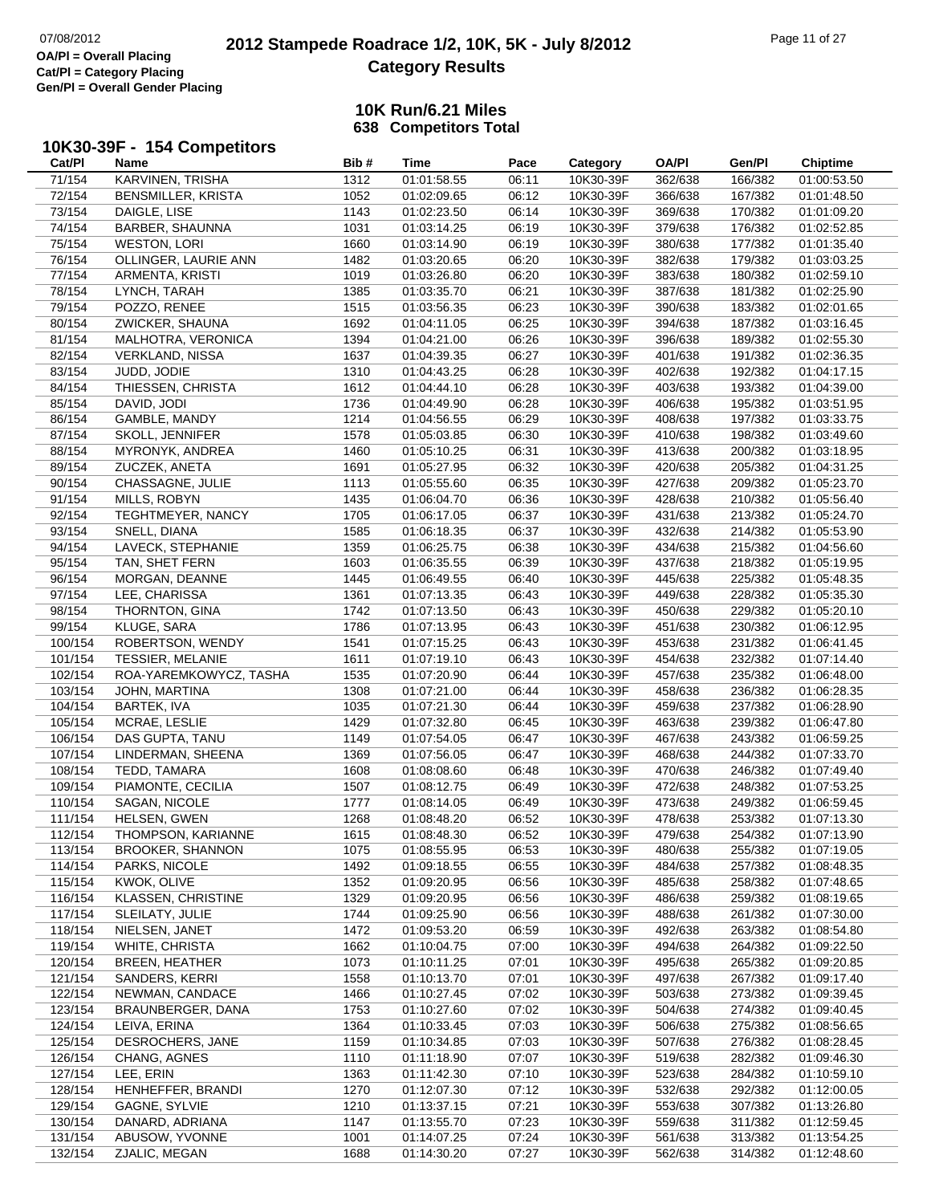# 2012 Stampede Roadrace 1/2, 10K, 5K - July 8/2012

## Category Results

07/08/2012

OA/Pl = Overall Placing
Cat/Pl = Category Placing
Gen/Pl = Overall Gender Placing

### 10K Run/6.21 Miles
### 638 Competitors Total

### 10K30-39F - 154 Competitors

| Cat/Pl | Name | Bib # | Time | Pace | Category | OA/Pl | Gen/Pl | Chiptime |
|---|---|---|---|---|---|---|---|---|
| 71/154 | KARVINEN, TRISHA | 1312 | 01:01:58.55 | 06:11 | 10K30-39F | 362/638 | 166/382 | 01:00:53.50 |
| 72/154 | BENSMILLER, KRISTA | 1052 | 01:02:09.65 | 06:12 | 10K30-39F | 366/638 | 167/382 | 01:01:48.50 |
| 73/154 | DAIGLE, LISE | 1143 | 01:02:23.50 | 06:14 | 10K30-39F | 369/638 | 170/382 | 01:01:09.20 |
| 74/154 | BARBER, SHAUNNA | 1031 | 01:03:14.25 | 06:19 | 10K30-39F | 379/638 | 176/382 | 01:02:52.85 |
| 75/154 | WESTON, LORI | 1660 | 01:03:14.90 | 06:19 | 10K30-39F | 380/638 | 177/382 | 01:01:35.40 |
| 76/154 | OLLINGER, LAURIE ANN | 1482 | 01:03:20.65 | 06:20 | 10K30-39F | 382/638 | 179/382 | 01:03:03.25 |
| 77/154 | ARMENTA, KRISTI | 1019 | 01:03:26.80 | 06:20 | 10K30-39F | 383/638 | 180/382 | 01:02:59.10 |
| 78/154 | LYNCH, TARAH | 1385 | 01:03:35.70 | 06:21 | 10K30-39F | 387/638 | 181/382 | 01:02:25.90 |
| 79/154 | POZZO, RENEE | 1515 | 01:03:56.35 | 06:23 | 10K30-39F | 390/638 | 183/382 | 01:02:01.65 |
| 80/154 | ZWICKER, SHAUNA | 1692 | 01:04:11.05 | 06:25 | 10K30-39F | 394/638 | 187/382 | 01:03:16.45 |
| 81/154 | MALHOTRA, VERONICA | 1394 | 01:04:21.00 | 06:26 | 10K30-39F | 396/638 | 189/382 | 01:02:55.30 |
| 82/154 | VERKLAND, NISSA | 1637 | 01:04:39.35 | 06:27 | 10K30-39F | 401/638 | 191/382 | 01:02:36.35 |
| 83/154 | JUDD, JODIE | 1310 | 01:04:43.25 | 06:28 | 10K30-39F | 402/638 | 192/382 | 01:04:17.15 |
| 84/154 | THIESSEN, CHRISTA | 1612 | 01:04:44.10 | 06:28 | 10K30-39F | 403/638 | 193/382 | 01:04:39.00 |
| 85/154 | DAVID, JODI | 1736 | 01:04:49.90 | 06:28 | 10K30-39F | 406/638 | 195/382 | 01:03:51.95 |
| 86/154 | GAMBLE, MANDY | 1214 | 01:04:56.55 | 06:29 | 10K30-39F | 408/638 | 197/382 | 01:03:33.75 |
| 87/154 | SKOLL, JENNIFER | 1578 | 01:05:03.85 | 06:30 | 10K30-39F | 410/638 | 198/382 | 01:03:49.60 |
| 88/154 | MYRONYK, ANDREA | 1460 | 01:05:10.25 | 06:31 | 10K30-39F | 413/638 | 200/382 | 01:03:18.95 |
| 89/154 | ZUCZEK, ANETA | 1691 | 01:05:27.95 | 06:32 | 10K30-39F | 420/638 | 205/382 | 01:04:31.25 |
| 90/154 | CHASSAGNE, JULIE | 1113 | 01:05:55.60 | 06:35 | 10K30-39F | 427/638 | 209/382 | 01:05:23.70 |
| 91/154 | MILLS, ROBYN | 1435 | 01:06:04.70 | 06:36 | 10K30-39F | 428/638 | 210/382 | 01:05:56.40 |
| 92/154 | TEGHTMEYER, NANCY | 1705 | 01:06:17.05 | 06:37 | 10K30-39F | 431/638 | 213/382 | 01:05:24.70 |
| 93/154 | SNELL, DIANA | 1585 | 01:06:18.35 | 06:37 | 10K30-39F | 432/638 | 214/382 | 01:05:53.90 |
| 94/154 | LAVECK, STEPHANIE | 1359 | 01:06:25.75 | 06:38 | 10K30-39F | 434/638 | 215/382 | 01:04:56.60 |
| 95/154 | TAN, SHET FERN | 1603 | 01:06:35.55 | 06:39 | 10K30-39F | 437/638 | 218/382 | 01:05:19.95 |
| 96/154 | MORGAN, DEANNE | 1445 | 01:06:49.55 | 06:40 | 10K30-39F | 445/638 | 225/382 | 01:05:48.35 |
| 97/154 | LEE, CHARISSA | 1361 | 01:07:13.35 | 06:43 | 10K30-39F | 449/638 | 228/382 | 01:05:35.30 |
| 98/154 | THORNTON, GINA | 1742 | 01:07:13.50 | 06:43 | 10K30-39F | 450/638 | 229/382 | 01:05:20.10 |
| 99/154 | KLUGE, SARA | 1786 | 01:07:13.95 | 06:43 | 10K30-39F | 451/638 | 230/382 | 01:06:12.95 |
| 100/154 | ROBERTSON, WENDY | 1541 | 01:07:15.25 | 06:43 | 10K30-39F | 453/638 | 231/382 | 01:06:41.45 |
| 101/154 | TESSIER, MELANIE | 1611 | 01:07:19.10 | 06:43 | 10K30-39F | 454/638 | 232/382 | 01:07:14.40 |
| 102/154 | ROA-YAREMKOWYCZ, TASHA | 1535 | 01:07:20.90 | 06:44 | 10K30-39F | 457/638 | 235/382 | 01:06:48.00 |
| 103/154 | JOHN, MARTINA | 1308 | 01:07:21.00 | 06:44 | 10K30-39F | 458/638 | 236/382 | 01:06:28.35 |
| 104/154 | BARTEK, IVA | 1035 | 01:07:21.30 | 06:44 | 10K30-39F | 459/638 | 237/382 | 01:06:28.90 |
| 105/154 | MCRAE, LESLIE | 1429 | 01:07:32.80 | 06:45 | 10K30-39F | 463/638 | 239/382 | 01:06:47.80 |
| 106/154 | DAS GUPTA, TANU | 1149 | 01:07:54.05 | 06:47 | 10K30-39F | 467/638 | 243/382 | 01:06:59.25 |
| 107/154 | LINDERMAN, SHEENA | 1369 | 01:07:56.05 | 06:47 | 10K30-39F | 468/638 | 244/382 | 01:07:33.70 |
| 108/154 | TEDD, TAMARA | 1608 | 01:08:08.60 | 06:48 | 10K30-39F | 470/638 | 246/382 | 01:07:49.40 |
| 109/154 | PIAMONTE, CECILIA | 1507 | 01:08:12.75 | 06:49 | 10K30-39F | 472/638 | 248/382 | 01:07:53.25 |
| 110/154 | SAGAN, NICOLE | 1777 | 01:08:14.05 | 06:49 | 10K30-39F | 473/638 | 249/382 | 01:06:59.45 |
| 111/154 | HELSEN, GWEN | 1268 | 01:08:48.20 | 06:52 | 10K30-39F | 478/638 | 253/382 | 01:07:13.30 |
| 112/154 | THOMPSON, KARIANNE | 1615 | 01:08:48.30 | 06:52 | 10K30-39F | 479/638 | 254/382 | 01:07:13.90 |
| 113/154 | BROOKER, SHANNON | 1075 | 01:08:55.95 | 06:53 | 10K30-39F | 480/638 | 255/382 | 01:07:19.05 |
| 114/154 | PARKS, NICOLE | 1492 | 01:09:18.55 | 06:55 | 10K30-39F | 484/638 | 257/382 | 01:08:48.35 |
| 115/154 | KWOK, OLIVE | 1352 | 01:09:20.95 | 06:56 | 10K30-39F | 485/638 | 258/382 | 01:07:48.65 |
| 116/154 | KLASSEN, CHRISTINE | 1329 | 01:09:20.95 | 06:56 | 10K30-39F | 486/638 | 259/382 | 01:08:19.65 |
| 117/154 | SLEILATY, JULIE | 1744 | 01:09:25.90 | 06:56 | 10K30-39F | 488/638 | 261/382 | 01:07:30.00 |
| 118/154 | NIELSEN, JANET | 1472 | 01:09:53.20 | 06:59 | 10K30-39F | 492/638 | 263/382 | 01:08:54.80 |
| 119/154 | WHITE, CHRISTA | 1662 | 01:10:04.75 | 07:00 | 10K30-39F | 494/638 | 264/382 | 01:09:22.50 |
| 120/154 | BREEN, HEATHER | 1073 | 01:10:11.25 | 07:01 | 10K30-39F | 495/638 | 265/382 | 01:09:20.85 |
| 121/154 | SANDERS, KERRI | 1558 | 01:10:13.70 | 07:01 | 10K30-39F | 497/638 | 267/382 | 01:09:17.40 |
| 122/154 | NEWMAN, CANDACE | 1466 | 01:10:27.45 | 07:02 | 10K30-39F | 503/638 | 273/382 | 01:09:39.45 |
| 123/154 | BRAUNBERGER, DANA | 1753 | 01:10:27.60 | 07:02 | 10K30-39F | 504/638 | 274/382 | 01:09:40.45 |
| 124/154 | LEIVA, ERINA | 1364 | 01:10:33.45 | 07:03 | 10K30-39F | 506/638 | 275/382 | 01:08:56.65 |
| 125/154 | DESROCHERS, JANE | 1159 | 01:10:34.85 | 07:03 | 10K30-39F | 507/638 | 276/382 | 01:08:28.45 |
| 126/154 | CHANG, AGNES | 1110 | 01:11:18.90 | 07:07 | 10K30-39F | 519/638 | 282/382 | 01:09:46.30 |
| 127/154 | LEE, ERIN | 1363 | 01:11:42.30 | 07:10 | 10K30-39F | 523/638 | 284/382 | 01:10:59.10 |
| 128/154 | HENHEFFER, BRANDI | 1270 | 01:12:07.30 | 07:12 | 10K30-39F | 532/638 | 292/382 | 01:12:00.05 |
| 129/154 | GAGNE, SYLVIE | 1210 | 01:13:37.15 | 07:21 | 10K30-39F | 553/638 | 307/382 | 01:13:26.80 |
| 130/154 | DANARD, ADRIANA | 1147 | 01:13:55.70 | 07:23 | 10K30-39F | 559/638 | 311/382 | 01:12:59.45 |
| 131/154 | ABUSOW, YVONNE | 1001 | 01:14:07.25 | 07:24 | 10K30-39F | 561/638 | 313/382 | 01:13:54.25 |
| 132/154 | ZJALIC, MEGAN | 1688 | 01:14:30.20 | 07:27 | 10K30-39F | 562/638 | 314/382 | 01:12:48.60 |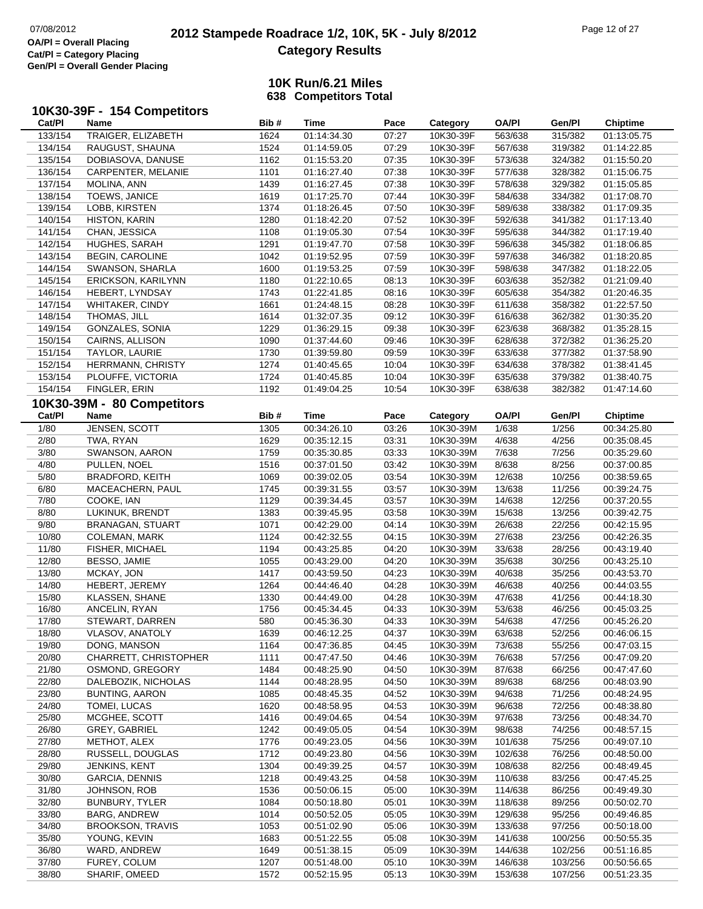# 2012 Stampede Roadrace 1/2, 10K, 5K - July 8/2012

## Category Results

OA/Pl = Overall Placing
Cat/Pl = Category Placing
Gen/Pl = Overall Gender Placing

### 10K Run/6.21 Miles
### 638 Competitors Total

### 10K30-39F - 154 Competitors

| Cat/Pl | Name | Bib # | Time | Pace | Category | OA/Pl | Gen/Pl | Chiptime |
|---|---|---|---|---|---|---|---|---|
| 133/154 | TRAIGER, ELIZABETH | 1624 | 01:14:34.30 | 07:27 | 10K30-39F | 563/638 | 315/382 | 01:13:05.75 |
| 134/154 | RAUGUST, SHAUNA | 1524 | 01:14:59.05 | 07:29 | 10K30-39F | 567/638 | 319/382 | 01:14:22.85 |
| 135/154 | DOBIASOVA, DANUSE | 1162 | 01:15:53.20 | 07:35 | 10K30-39F | 573/638 | 324/382 | 01:15:50.20 |
| 136/154 | CARPENTER, MELANIE | 1101 | 01:16:27.40 | 07:38 | 10K30-39F | 577/638 | 328/382 | 01:15:06.75 |
| 137/154 | MOLINA, ANN | 1439 | 01:16:27.45 | 07:38 | 10K30-39F | 578/638 | 329/382 | 01:15:05.85 |
| 138/154 | TOEWS, JANICE | 1619 | 01:17:25.70 | 07:44 | 10K30-39F | 584/638 | 334/382 | 01:17:08.70 |
| 139/154 | LOBB, KIRSTEN | 1374 | 01:18:26.45 | 07:50 | 10K30-39F | 589/638 | 338/382 | 01:17:09.35 |
| 140/154 | HISTON, KARIN | 1280 | 01:18:42.20 | 07:52 | 10K30-39F | 592/638 | 341/382 | 01:17:13.40 |
| 141/154 | CHAN, JESSICA | 1108 | 01:19:05.30 | 07:54 | 10K30-39F | 595/638 | 344/382 | 01:17:19.40 |
| 142/154 | HUGHES, SARAH | 1291 | 01:19:47.70 | 07:58 | 10K30-39F | 596/638 | 345/382 | 01:18:06.85 |
| 143/154 | BEGIN, CAROLINE | 1042 | 01:19:52.95 | 07:59 | 10K30-39F | 597/638 | 346/382 | 01:18:20.85 |
| 144/154 | SWANSON, SHARLA | 1600 | 01:19:53.25 | 07:59 | 10K30-39F | 598/638 | 347/382 | 01:18:22.05 |
| 145/154 | ERICKSON, KARILYNN | 1180 | 01:22:10.65 | 08:13 | 10K30-39F | 603/638 | 352/382 | 01:21:09.40 |
| 146/154 | HEBERT, LYNDSAY | 1743 | 01:22:41.85 | 08:16 | 10K30-39F | 605/638 | 354/382 | 01:20:46.35 |
| 147/154 | WHITAKER, CINDY | 1661 | 01:24:48.15 | 08:28 | 10K30-39F | 611/638 | 358/382 | 01:22:57.50 |
| 148/154 | THOMAS, JILL | 1614 | 01:32:07.35 | 09:12 | 10K30-39F | 616/638 | 362/382 | 01:30:35.20 |
| 149/154 | GONZALES, SONIA | 1229 | 01:36:29.15 | 09:38 | 10K30-39F | 623/638 | 368/382 | 01:35:28.15 |
| 150/154 | CAIRNS, ALLISON | 1090 | 01:37:44.60 | 09:46 | 10K30-39F | 628/638 | 372/382 | 01:36:25.20 |
| 151/154 | TAYLOR, LAURIE | 1730 | 01:39:59.80 | 09:59 | 10K30-39F | 633/638 | 377/382 | 01:37:58.90 |
| 152/154 | HERRMANN, CHRISTY | 1274 | 01:40:45.65 | 10:04 | 10K30-39F | 634/638 | 378/382 | 01:38:41.45 |
| 153/154 | PLOUFFE, VICTORIA | 1724 | 01:40:45.85 | 10:04 | 10K30-39F | 635/638 | 379/382 | 01:38:40.75 |
| 154/154 | FINGLER, ERIN | 1192 | 01:49:04.25 | 10:54 | 10K30-39F | 638/638 | 382/382 | 01:47:14.60 |

### 10K30-39M - 80 Competitors

| Cat/Pl | Name | Bib # | Time | Pace | Category | OA/Pl | Gen/Pl | Chiptime |
|---|---|---|---|---|---|---|---|---|
| 1/80 | JENSEN, SCOTT | 1305 | 00:34:26.10 | 03:26 | 10K30-39M | 1/638 | 1/256 | 00:34:25.80 |
| 2/80 | TWA, RYAN | 1629 | 00:35:12.15 | 03:31 | 10K30-39M | 4/638 | 4/256 | 00:35:08.45 |
| 3/80 | SWANSON, AARON | 1759 | 00:35:30.85 | 03:33 | 10K30-39M | 7/638 | 7/256 | 00:35:29.60 |
| 4/80 | PULLEN, NOEL | 1516 | 00:37:01.50 | 03:42 | 10K30-39M | 8/638 | 8/256 | 00:37:00.85 |
| 5/80 | BRADFORD, KEITH | 1069 | 00:39:02.05 | 03:54 | 10K30-39M | 12/638 | 10/256 | 00:38:59.65 |
| 6/80 | MACEACHERN, PAUL | 1745 | 00:39:31.55 | 03:57 | 10K30-39M | 13/638 | 11/256 | 00:39:24.75 |
| 7/80 | COOKE, IAN | 1129 | 00:39:34.45 | 03:57 | 10K30-39M | 14/638 | 12/256 | 00:37:20.55 |
| 8/80 | LUKINUK, BRENDT | 1383 | 00:39:45.95 | 03:58 | 10K30-39M | 15/638 | 13/256 | 00:39:42.75 |
| 9/80 | BRANAGAN, STUART | 1071 | 00:42:29.00 | 04:14 | 10K30-39M | 26/638 | 22/256 | 00:42:15.95 |
| 10/80 | COLEMAN, MARK | 1124 | 00:42:32.55 | 04:15 | 10K30-39M | 27/638 | 23/256 | 00:42:26.35 |
| 11/80 | FISHER, MICHAEL | 1194 | 00:43:25.85 | 04:20 | 10K30-39M | 33/638 | 28/256 | 00:43:19.40 |
| 12/80 | BESSO, JAMIE | 1055 | 00:43:29.00 | 04:20 | 10K30-39M | 35/638 | 30/256 | 00:43:25.10 |
| 13/80 | MCKAY, JON | 1417 | 00:43:59.50 | 04:23 | 10K30-39M | 40/638 | 35/256 | 00:43:53.70 |
| 14/80 | HEBERT, JEREMY | 1264 | 00:44:46.40 | 04:28 | 10K30-39M | 46/638 | 40/256 | 00:44:03.55 |
| 15/80 | KLASSEN, SHANE | 1330 | 00:44:49.00 | 04:28 | 10K30-39M | 47/638 | 41/256 | 00:44:18.30 |
| 16/80 | ANCELIN, RYAN | 1756 | 00:45:34.45 | 04:33 | 10K30-39M | 53/638 | 46/256 | 00:45:03.25 |
| 17/80 | STEWART, DARREN | 580 | 00:45:36.30 | 04:33 | 10K30-39M | 54/638 | 47/256 | 00:45:26.20 |
| 18/80 | VLASOV, ANATOLY | 1639 | 00:46:12.25 | 04:37 | 10K30-39M | 63/638 | 52/256 | 00:46:06.15 |
| 19/80 | DONG, MANSON | 1164 | 00:47:36.85 | 04:45 | 10K30-39M | 73/638 | 55/256 | 00:47:03.15 |
| 20/80 | CHARRETT, CHRISTOPHER | 1111 | 00:47:47.50 | 04:46 | 10K30-39M | 76/638 | 57/256 | 00:47:09.20 |
| 21/80 | OSMOND, GREGORY | 1484 | 00:48:25.90 | 04:50 | 10K30-39M | 87/638 | 66/256 | 00:47:47.60 |
| 22/80 | DALEBOZIK, NICHOLAS | 1144 | 00:48:28.95 | 04:50 | 10K30-39M | 89/638 | 68/256 | 00:48:03.90 |
| 23/80 | BUNTING, AARON | 1085 | 00:48:45.35 | 04:52 | 10K30-39M | 94/638 | 71/256 | 00:48:24.95 |
| 24/80 | TOMEI, LUCAS | 1620 | 00:48:58.95 | 04:53 | 10K30-39M | 96/638 | 72/256 | 00:48:38.80 |
| 25/80 | MCGHEE, SCOTT | 1416 | 00:49:04.65 | 04:54 | 10K30-39M | 97/638 | 73/256 | 00:48:34.70 |
| 26/80 | GREY, GABRIEL | 1242 | 00:49:05.05 | 04:54 | 10K30-39M | 98/638 | 74/256 | 00:48:57.15 |
| 27/80 | METHOT, ALEX | 1776 | 00:49:23.05 | 04:56 | 10K30-39M | 101/638 | 75/256 | 00:49:07.10 |
| 28/80 | RUSSELL, DOUGLAS | 1712 | 00:49:23.80 | 04:56 | 10K30-39M | 102/638 | 76/256 | 00:48:50.00 |
| 29/80 | JENKINS, KENT | 1304 | 00:49:39.25 | 04:57 | 10K30-39M | 108/638 | 82/256 | 00:48:49.45 |
| 30/80 | GARCIA, DENNIS | 1218 | 00:49:43.25 | 04:58 | 10K30-39M | 110/638 | 83/256 | 00:47:45.25 |
| 31/80 | JOHNSON, ROB | 1536 | 00:50:06.15 | 05:00 | 10K30-39M | 114/638 | 86/256 | 00:49:49.30 |
| 32/80 | BUNBURY, TYLER | 1084 | 00:50:18.80 | 05:01 | 10K30-39M | 118/638 | 89/256 | 00:50:02.70 |
| 33/80 | BARG, ANDREW | 1014 | 00:50:52.05 | 05:05 | 10K30-39M | 129/638 | 95/256 | 00:49:46.85 |
| 34/80 | BROOKSON, TRAVIS | 1053 | 00:51:02.90 | 05:06 | 10K30-39M | 133/638 | 97/256 | 00:50:18.00 |
| 35/80 | YOUNG, KEVIN | 1683 | 00:51:22.55 | 05:08 | 10K30-39M | 141/638 | 100/256 | 00:50:55.35 |
| 36/80 | WARD, ANDREW | 1649 | 00:51:38.15 | 05:09 | 10K30-39M | 144/638 | 102/256 | 00:51:16.85 |
| 37/80 | FUREY, COLUM | 1207 | 00:51:48.00 | 05:10 | 10K30-39M | 146/638 | 103/256 | 00:50:56.65 |
| 38/80 | SHARIF, OMEED | 1572 | 00:52:15.95 | 05:13 | 10K30-39M | 153/638 | 107/256 | 00:51:23.35 |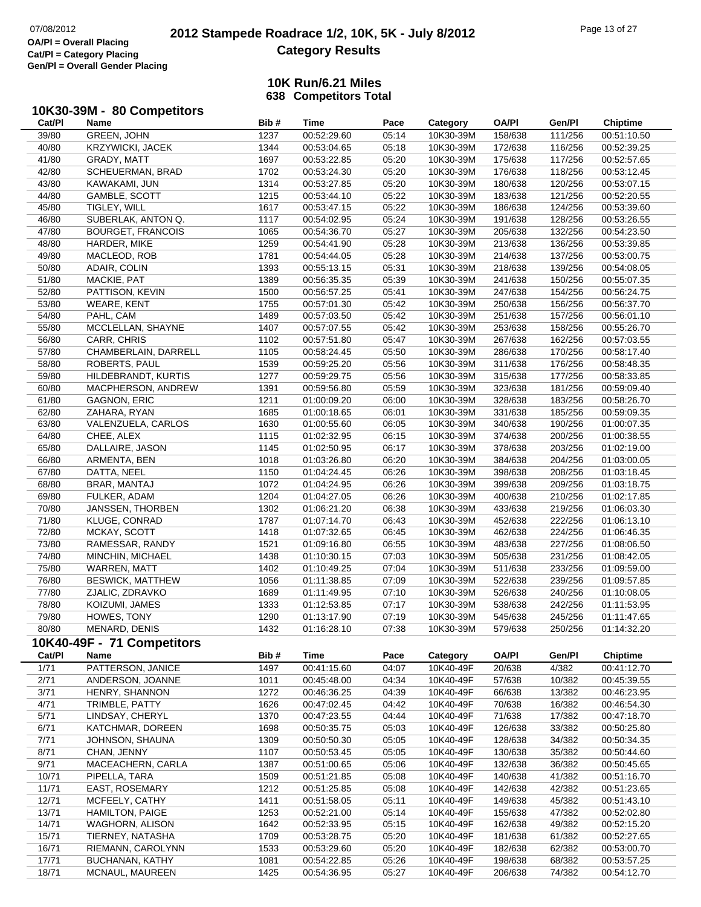# 2012 Stampede Roadrace 1/2, 10K, 5K - July 8/2012
## Category Results

OA/Pl = Overall Placing
Cat/Pl = Category Placing
Gen/Pl = Overall Gender Placing

### 10K Run/6.21 Miles
### 638 Competitors Total

### 10K30-39M - 80 Competitors

| Cat/Pl | Name | Bib # | Time | Pace | Category | OA/Pl | Gen/Pl | Chiptime |
|---|---|---|---|---|---|---|---|---|
| 39/80 | GREEN, JOHN | 1237 | 00:52:29.60 | 05:14 | 10K30-39M | 158/638 | 111/256 | 00:51:10.50 |
| 40/80 | KRZYWICKI, JACEK | 1344 | 00:53:04.65 | 05:18 | 10K30-39M | 172/638 | 116/256 | 00:52:39.25 |
| 41/80 | GRADY, MATT | 1697 | 00:53:22.85 | 05:20 | 10K30-39M | 175/638 | 117/256 | 00:52:57.65 |
| 42/80 | SCHEUERMAN, BRAD | 1702 | 00:53:24.30 | 05:20 | 10K30-39M | 176/638 | 118/256 | 00:53:12.45 |
| 43/80 | KAWAKAMI, JUN | 1314 | 00:53:27.85 | 05:20 | 10K30-39M | 180/638 | 120/256 | 00:53:07.15 |
| 44/80 | GAMBLE, SCOTT | 1215 | 00:53:44.10 | 05:22 | 10K30-39M | 183/638 | 121/256 | 00:52:20.55 |
| 45/80 | TIGLEY, WILL | 1617 | 00:53:47.15 | 05:22 | 10K30-39M | 186/638 | 124/256 | 00:53:39.60 |
| 46/80 | SUBERLAK, ANTON Q. | 1117 | 00:54:02.95 | 05:24 | 10K30-39M | 191/638 | 128/256 | 00:53:26.55 |
| 47/80 | BOURGET, FRANCOIS | 1065 | 00:54:36.70 | 05:27 | 10K30-39M | 205/638 | 132/256 | 00:54:23.50 |
| 48/80 | HARDER, MIKE | 1259 | 00:54:41.90 | 05:28 | 10K30-39M | 213/638 | 136/256 | 00:53:39.85 |
| 49/80 | MACLEOD, ROB | 1781 | 00:54:44.05 | 05:28 | 10K30-39M | 214/638 | 137/256 | 00:53:00.75 |
| 50/80 | ADAIR, COLIN | 1393 | 00:55:13.15 | 05:31 | 10K30-39M | 218/638 | 139/256 | 00:54:08.05 |
| 51/80 | MACKIE, PAT | 1389 | 00:56:35.35 | 05:39 | 10K30-39M | 241/638 | 150/256 | 00:55:07.35 |
| 52/80 | PATTISON, KEVIN | 1500 | 00:56:57.25 | 05:41 | 10K30-39M | 247/638 | 154/256 | 00:56:24.75 |
| 53/80 | WEARE, KENT | 1755 | 00:57:01.30 | 05:42 | 10K30-39M | 250/638 | 156/256 | 00:56:37.70 |
| 54/80 | PAHL, CAM | 1489 | 00:57:03.50 | 05:42 | 10K30-39M | 251/638 | 157/256 | 00:56:01.10 |
| 55/80 | MCCLELLAN, SHAYNE | 1407 | 00:57:07.55 | 05:42 | 10K30-39M | 253/638 | 158/256 | 00:55:26.70 |
| 56/80 | CARR, CHRIS | 1102 | 00:57:51.80 | 05:47 | 10K30-39M | 267/638 | 162/256 | 00:57:03.55 |
| 57/80 | CHAMBERLAIN, DARRELL | 1105 | 00:58:24.45 | 05:50 | 10K30-39M | 286/638 | 170/256 | 00:58:17.40 |
| 58/80 | ROBERTS, PAUL | 1539 | 00:59:25.20 | 05:56 | 10K30-39M | 311/638 | 176/256 | 00:58:48.35 |
| 59/80 | HILDEBRANDT, KURTIS | 1277 | 00:59:29.75 | 05:56 | 10K30-39M | 315/638 | 177/256 | 00:58:33.85 |
| 60/80 | MACPHERSON, ANDREW | 1391 | 00:59:56.80 | 05:59 | 10K30-39M | 323/638 | 181/256 | 00:59:09.40 |
| 61/80 | GAGNON, ERIC | 1211 | 01:00:09.20 | 06:00 | 10K30-39M | 328/638 | 183/256 | 00:58:26.70 |
| 62/80 | ZAHARA, RYAN | 1685 | 01:00:18.65 | 06:01 | 10K30-39M | 331/638 | 185/256 | 00:59:09.35 |
| 63/80 | VALENZUELA, CARLOS | 1630 | 01:00:55.60 | 06:05 | 10K30-39M | 340/638 | 190/256 | 01:00:07.35 |
| 64/80 | CHEE, ALEX | 1115 | 01:02:32.95 | 06:15 | 10K30-39M | 374/638 | 200/256 | 01:00:38.55 |
| 65/80 | DALLAIRE, JASON | 1145 | 01:02:50.95 | 06:17 | 10K30-39M | 378/638 | 203/256 | 01:02:19.00 |
| 66/80 | ARMENTA, BEN | 1018 | 01:03:26.80 | 06:20 | 10K30-39M | 384/638 | 204/256 | 01:03:00.05 |
| 67/80 | DATTA, NEEL | 1150 | 01:04:24.45 | 06:26 | 10K30-39M | 398/638 | 208/256 | 01:03:18.45 |
| 68/80 | BRAR, MANTAJ | 1072 | 01:04:24.95 | 06:26 | 10K30-39M | 399/638 | 209/256 | 01:03:18.75 |
| 69/80 | FULKER, ADAM | 1204 | 01:04:27.05 | 06:26 | 10K30-39M | 400/638 | 210/256 | 01:02:17.85 |
| 70/80 | JANSSEN, THORBEN | 1302 | 01:06:21.20 | 06:38 | 10K30-39M | 433/638 | 219/256 | 01:06:03.30 |
| 71/80 | KLUGE, CONRAD | 1787 | 01:07:14.70 | 06:43 | 10K30-39M | 452/638 | 222/256 | 01:06:13.10 |
| 72/80 | MCKAY, SCOTT | 1418 | 01:07:32.65 | 06:45 | 10K30-39M | 462/638 | 224/256 | 01:06:46.35 |
| 73/80 | RAMESSAR, RANDY | 1521 | 01:09:16.80 | 06:55 | 10K30-39M | 483/638 | 227/256 | 01:08:06.50 |
| 74/80 | MINCHIN, MICHAEL | 1438 | 01:10:30.15 | 07:03 | 10K30-39M | 505/638 | 231/256 | 01:08:42.05 |
| 75/80 | WARREN, MATT | 1402 | 01:10:49.25 | 07:04 | 10K30-39M | 511/638 | 233/256 | 01:09:59.00 |
| 76/80 | BESWICK, MATTHEW | 1056 | 01:11:38.85 | 07:09 | 10K30-39M | 522/638 | 239/256 | 01:09:57.85 |
| 77/80 | ZJALIC, ZDRAVKO | 1689 | 01:11:49.95 | 07:10 | 10K30-39M | 526/638 | 240/256 | 01:10:08.05 |
| 78/80 | KOIZUMI, JAMES | 1333 | 01:12:53.85 | 07:17 | 10K30-39M | 538/638 | 242/256 | 01:11:53.95 |
| 79/80 | HOWES, TONY | 1290 | 01:13:17.90 | 07:19 | 10K30-39M | 545/638 | 245/256 | 01:11:47.65 |
| 80/80 | MENARD, DENIS | 1432 | 01:16:28.10 | 07:38 | 10K30-39M | 579/638 | 250/256 | 01:14:32.20 |

### 10K40-49F - 71 Competitors

| Cat/Pl | Name | Bib # | Time | Pace | Category | OA/Pl | Gen/Pl | Chiptime |
|---|---|---|---|---|---|---|---|---|
| 1/71 | PATTERSON, JANICE | 1497 | 00:41:15.60 | 04:07 | 10K40-49F | 20/638 | 4/382 | 00:41:12.70 |
| 2/71 | ANDERSON, JOANNE | 1011 | 00:45:48.00 | 04:34 | 10K40-49F | 57/638 | 10/382 | 00:45:39.55 |
| 3/71 | HENRY, SHANNON | 1272 | 00:46:36.25 | 04:39 | 10K40-49F | 66/638 | 13/382 | 00:46:23.95 |
| 4/71 | TRIMBLE, PATTY | 1626 | 00:47:02.45 | 04:42 | 10K40-49F | 70/638 | 16/382 | 00:46:54.30 |
| 5/71 | LINDSAY, CHERYL | 1370 | 00:47:23.55 | 04:44 | 10K40-49F | 71/638 | 17/382 | 00:47:18.70 |
| 6/71 | KATCHMAR, DOREEN | 1698 | 00:50:35.75 | 05:03 | 10K40-49F | 126/638 | 33/382 | 00:50:25.80 |
| 7/71 | JOHNSON, SHAUNA | 1309 | 00:50:50.30 | 05:05 | 10K40-49F | 128/638 | 34/382 | 00:50:34.35 |
| 8/71 | CHAN, JENNY | 1107 | 00:50:53.45 | 05:05 | 10K40-49F | 130/638 | 35/382 | 00:50:44.60 |
| 9/71 | MACEACHERN, CARLA | 1387 | 00:51:00.65 | 05:06 | 10K40-49F | 132/638 | 36/382 | 00:50:45.65 |
| 10/71 | PIPELLA, TARA | 1509 | 00:51:21.85 | 05:08 | 10K40-49F | 140/638 | 41/382 | 00:51:16.70 |
| 11/71 | EAST, ROSEMARY | 1212 | 00:51:25.85 | 05:08 | 10K40-49F | 142/638 | 42/382 | 00:51:23.65 |
| 12/71 | MCFEELY, CATHY | 1411 | 00:51:58.05 | 05:11 | 10K40-49F | 149/638 | 45/382 | 00:51:43.10 |
| 13/71 | HAMILTON, PAIGE | 1253 | 00:52:21.00 | 05:14 | 10K40-49F | 155/638 | 47/382 | 00:52:02.80 |
| 14/71 | WAGHORN, ALISON | 1642 | 00:52:33.95 | 05:15 | 10K40-49F | 162/638 | 49/382 | 00:52:15.20 |
| 15/71 | TIERNEY, NATASHA | 1709 | 00:53:28.75 | 05:20 | 10K40-49F | 181/638 | 61/382 | 00:52:27.65 |
| 16/71 | RIEMANN, CAROLYNN | 1533 | 00:53:29.60 | 05:20 | 10K40-49F | 182/638 | 62/382 | 00:53:00.70 |
| 17/71 | BUCHANAN, KATHY | 1081 | 00:54:22.85 | 05:26 | 10K40-49F | 198/638 | 68/382 | 00:53:57.25 |
| 18/71 | MCNAUL, MAUREEN | 1425 | 00:54:36.95 | 05:27 | 10K40-49F | 206/638 | 74/382 | 00:54:12.70 |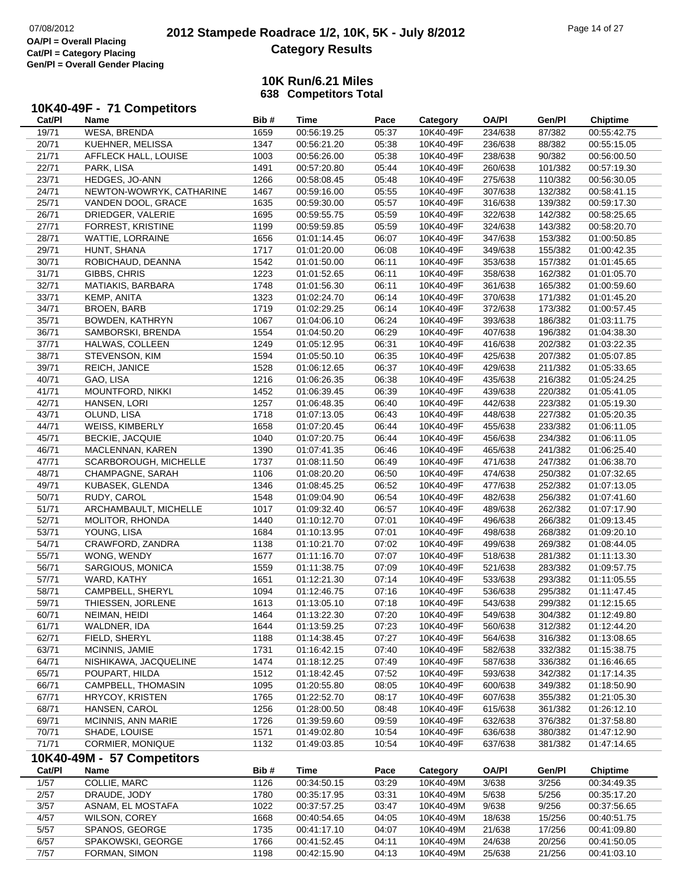# 2012 Stampede Roadrace 1/2, 10K, 5K - July 8/2012

## Category Results

OA/Pl = Overall Placing
Cat/Pl = Category Placing
Gen/Pl = Overall Gender Placing

### 10K Run/6.21 Miles
### 638 Competitors Total

### 10K40-49F - 71 Competitors

| Cat/Pl | Name | Bib # | Time | Pace | Category | OA/Pl | Gen/Pl | Chiptime |
|---|---|---|---|---|---|---|---|---|
| 19/71 | WESA, BRENDA | 1659 | 00:56:19.25 | 05:37 | 10K40-49F | 234/638 | 87/382 | 00:55:42.75 |
| 20/71 | KUEHNER, MELISSA | 1347 | 00:56:21.20 | 05:38 | 10K40-49F | 236/638 | 88/382 | 00:55:15.05 |
| 21/71 | AFFLECK HALL, LOUISE | 1003 | 00:56:26.00 | 05:38 | 10K40-49F | 238/638 | 90/382 | 00:56:00.50 |
| 22/71 | PARK, LISA | 1491 | 00:57:20.80 | 05:44 | 10K40-49F | 260/638 | 101/382 | 00:57:19.30 |
| 23/71 | HEDGES, JO-ANN | 1266 | 00:58:08.45 | 05:48 | 10K40-49F | 275/638 | 110/382 | 00:56:30.05 |
| 24/71 | NEWTON-WOWRYK, CATHARINE | 1467 | 00:59:16.00 | 05:55 | 10K40-49F | 307/638 | 132/382 | 00:58:41.15 |
| 25/71 | VANDEN DOOL, GRACE | 1635 | 00:59:30.00 | 05:57 | 10K40-49F | 316/638 | 139/382 | 00:59:17.30 |
| 26/71 | DRIEDGER, VALERIE | 1695 | 00:59:55.75 | 05:59 | 10K40-49F | 322/638 | 142/382 | 00:58:25.65 |
| 27/71 | FORREST, KRISTINE | 1199 | 00:59:59.85 | 05:59 | 10K40-49F | 324/638 | 143/382 | 00:58:20.70 |
| 28/71 | WATTIE, LORRAINE | 1656 | 01:01:14.45 | 06:07 | 10K40-49F | 347/638 | 153/382 | 01:00:50.85 |
| 29/71 | HUNT, SHANA | 1717 | 01:01:20.00 | 06:08 | 10K40-49F | 349/638 | 155/382 | 01:00:42.35 |
| 30/71 | ROBICHAUD, DEANNA | 1542 | 01:01:50.00 | 06:11 | 10K40-49F | 353/638 | 157/382 | 01:01:45.65 |
| 31/71 | GIBBS, CHRIS | 1223 | 01:01:52.65 | 06:11 | 10K40-49F | 358/638 | 162/382 | 01:01:05.70 |
| 32/71 | MATIAKIS, BARBARA | 1748 | 01:01:56.30 | 06:11 | 10K40-49F | 361/638 | 165/382 | 01:00:59.60 |
| 33/71 | KEMP, ANITA | 1323 | 01:02:24.70 | 06:14 | 10K40-49F | 370/638 | 171/382 | 01:01:45.20 |
| 34/71 | BROEN, BARB | 1719 | 01:02:29.25 | 06:14 | 10K40-49F | 372/638 | 173/382 | 01:00:57.45 |
| 35/71 | BOWDEN, KATHRYN | 1067 | 01:04:06.10 | 06:24 | 10K40-49F | 393/638 | 186/382 | 01:03:11.75 |
| 36/71 | SAMBORSKI, BRENDA | 1554 | 01:04:50.20 | 06:29 | 10K40-49F | 407/638 | 196/382 | 01:04:38.30 |
| 37/71 | HALWAS, COLLEEN | 1249 | 01:05:12.95 | 06:31 | 10K40-49F | 416/638 | 202/382 | 01:03:22.35 |
| 38/71 | STEVENSON, KIM | 1594 | 01:05:50.10 | 06:35 | 10K40-49F | 425/638 | 207/382 | 01:05:07.85 |
| 39/71 | REICH, JANICE | 1528 | 01:06:12.65 | 06:37 | 10K40-49F | 429/638 | 211/382 | 01:05:33.65 |
| 40/71 | GAO, LISA | 1216 | 01:06:26.35 | 06:38 | 10K40-49F | 435/638 | 216/382 | 01:05:24.25 |
| 41/71 | MOUNTFORD, NIKKI | 1452 | 01:06:39.45 | 06:39 | 10K40-49F | 439/638 | 220/382 | 01:05:41.05 |
| 42/71 | HANSEN, LORI | 1257 | 01:06:48.35 | 06:40 | 10K40-49F | 442/638 | 223/382 | 01:05:19.30 |
| 43/71 | OLUND, LISA | 1718 | 01:07:13.05 | 06:43 | 10K40-49F | 448/638 | 227/382 | 01:05:20.35 |
| 44/71 | WEISS, KIMBERLY | 1658 | 01:07:20.45 | 06:44 | 10K40-49F | 455/638 | 233/382 | 01:06:11.05 |
| 45/71 | BECKIE, JACQUIE | 1040 | 01:07:20.75 | 06:44 | 10K40-49F | 456/638 | 234/382 | 01:06:11.05 |
| 46/71 | MACLENNAN, KAREN | 1390 | 01:07:41.35 | 06:46 | 10K40-49F | 465/638 | 241/382 | 01:06:25.40 |
| 47/71 | SCARBOROUGH, MICHELLE | 1737 | 01:08:11.50 | 06:49 | 10K40-49F | 471/638 | 247/382 | 01:06:38.70 |
| 48/71 | CHAMPAGNE, SARAH | 1106 | 01:08:20.20 | 06:50 | 10K40-49F | 474/638 | 250/382 | 01:07:32.65 |
| 49/71 | KUBASEK, GLENDA | 1346 | 01:08:45.25 | 06:52 | 10K40-49F | 477/638 | 252/382 | 01:07:13.05 |
| 50/71 | RUDY, CAROL | 1548 | 01:09:04.90 | 06:54 | 10K40-49F | 482/638 | 256/382 | 01:07:41.60 |
| 51/71 | ARCHAMBAULT, MICHELLE | 1017 | 01:09:32.40 | 06:57 | 10K40-49F | 489/638 | 262/382 | 01:07:17.90 |
| 52/71 | MOLITOR, RHONDA | 1440 | 01:10:12.70 | 07:01 | 10K40-49F | 496/638 | 266/382 | 01:09:13.45 |
| 53/71 | YOUNG, LISA | 1684 | 01:10:13.95 | 07:01 | 10K40-49F | 498/638 | 268/382 | 01:09:20.10 |
| 54/71 | CRAWFORD, ZANDRA | 1138 | 01:10:21.70 | 07:02 | 10K40-49F | 499/638 | 269/382 | 01:08:44.05 |
| 55/71 | WONG, WENDY | 1677 | 01:11:16.70 | 07:07 | 10K40-49F | 518/638 | 281/382 | 01:11:13.30 |
| 56/71 | SARGIOUS, MONICA | 1559 | 01:11:38.75 | 07:09 | 10K40-49F | 521/638 | 283/382 | 01:09:57.75 |
| 57/71 | WARD, KATHY | 1651 | 01:12:21.30 | 07:14 | 10K40-49F | 533/638 | 293/382 | 01:11:05.55 |
| 58/71 | CAMPBELL, SHERYL | 1094 | 01:12:46.75 | 07:16 | 10K40-49F | 536/638 | 295/382 | 01:11:47.45 |
| 59/71 | THIESSEN, JORLENE | 1613 | 01:13:05.10 | 07:18 | 10K40-49F | 543/638 | 299/382 | 01:12:15.65 |
| 60/71 | NEIMAN, HEIDI | 1464 | 01:13:22.30 | 07:20 | 10K40-49F | 549/638 | 304/382 | 01:12:49.80 |
| 61/71 | WALDNER, IDA | 1644 | 01:13:59.25 | 07:23 | 10K40-49F | 560/638 | 312/382 | 01:12:44.20 |
| 62/71 | FIELD, SHERYL | 1188 | 01:14:38.45 | 07:27 | 10K40-49F | 564/638 | 316/382 | 01:13:08.65 |
| 63/71 | MCINNIS, JAMIE | 1731 | 01:16:42.15 | 07:40 | 10K40-49F | 582/638 | 332/382 | 01:15:38.75 |
| 64/71 | NISHIKAWA, JACQUELINE | 1474 | 01:18:12.25 | 07:49 | 10K40-49F | 587/638 | 336/382 | 01:16:46.65 |
| 65/71 | POUPART, HILDA | 1512 | 01:18:42.45 | 07:52 | 10K40-49F | 593/638 | 342/382 | 01:17:14.35 |
| 66/71 | CAMPBELL, THOMASIN | 1095 | 01:20:55.80 | 08:05 | 10K40-49F | 600/638 | 349/382 | 01:18:50.90 |
| 67/71 | HRYCOY, KRISTEN | 1765 | 01:22:52.70 | 08:17 | 10K40-49F | 607/638 | 355/382 | 01:21:05.30 |
| 68/71 | HANSEN, CAROL | 1256 | 01:28:00.50 | 08:48 | 10K40-49F | 615/638 | 361/382 | 01:26:12.10 |
| 69/71 | MCINNIS, ANN MARIE | 1726 | 01:39:59.60 | 09:59 | 10K40-49F | 632/638 | 376/382 | 01:37:58.80 |
| 70/71 | SHADE, LOUISE | 1571 | 01:49:02.80 | 10:54 | 10K40-49F | 636/638 | 380/382 | 01:47:12.90 |
| 71/71 | CORMIER, MONIQUE | 1132 | 01:49:03.85 | 10:54 | 10K40-49F | 637/638 | 381/382 | 01:47:14.65 |

### 10K40-49M - 57 Competitors

| Cat/Pl | Name | Bib # | Time | Pace | Category | OA/Pl | Gen/Pl | Chiptime |
|---|---|---|---|---|---|---|---|---|
| 1/57 | COLLIE, MARC | 1126 | 00:34:50.15 | 03:29 | 10K40-49M | 3/638 | 3/256 | 00:34:49.35 |
| 2/57 | DRAUDE, JODY | 1780 | 00:35:17.95 | 03:31 | 10K40-49M | 5/638 | 5/256 | 00:35:17.20 |
| 3/57 | ASNAM, EL MOSTAFA | 1022 | 00:37:57.25 | 03:47 | 10K40-49M | 9/638 | 9/256 | 00:37:56.65 |
| 4/57 | WILSON, COREY | 1668 | 00:40:54.65 | 04:05 | 10K40-49M | 18/638 | 15/256 | 00:40:51.75 |
| 5/57 | SPANOS, GEORGE | 1735 | 00:41:17.10 | 04:07 | 10K40-49M | 21/638 | 17/256 | 00:41:09.80 |
| 6/57 | SPAKOWSKI, GEORGE | 1766 | 00:41:52.45 | 04:11 | 10K40-49M | 24/638 | 20/256 | 00:41:50.05 |
| 7/57 | FORMAN, SIMON | 1198 | 00:42:15.90 | 04:13 | 10K40-49M | 25/638 | 21/256 | 00:41:03.10 |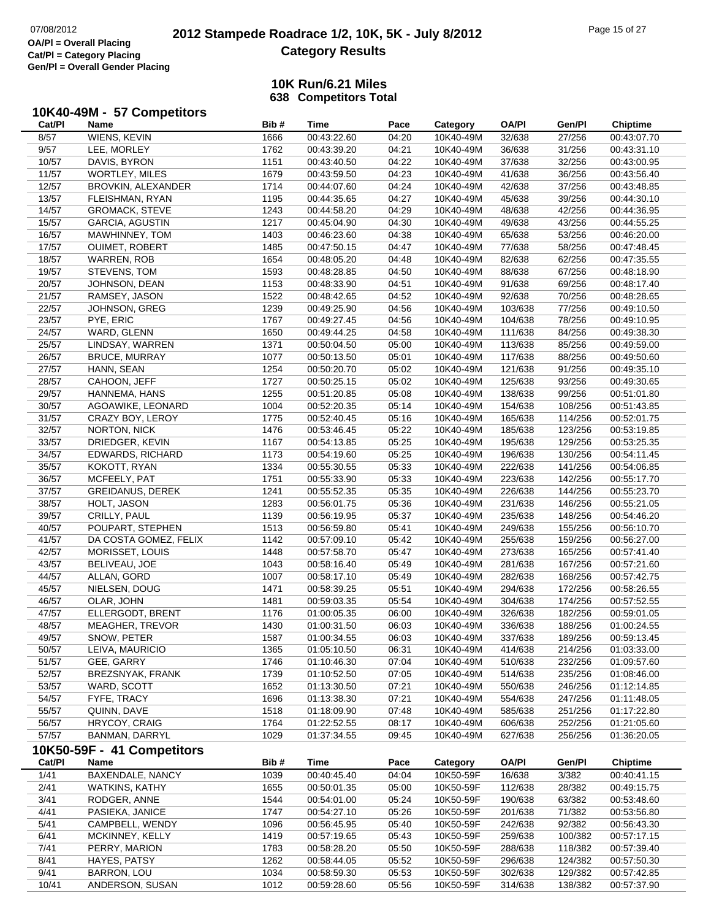# 2012 Stampede Roadrace 1/2, 10K, 5K - July 8/2012

## Category Results

OA/Pl = Overall Placing
Cat/Pl = Category Placing
Gen/Pl = Overall Gender Placing

### 10K Run/6.21 Miles
### 638 Competitors Total

### 10K40-49M - 57 Competitors

| Cat/Pl | Name | Bib # | Time | Pace | Category | OA/Pl | Gen/Pl | Chiptime |
|---|---|---|---|---|---|---|---|---|
| 8/57 | WIENS, KEVIN | 1666 | 00:43:22.60 | 04:20 | 10K40-49M | 32/638 | 27/256 | 00:43:07.70 |
| 9/57 | LEE, MORLEY | 1762 | 00:43:39.20 | 04:21 | 10K40-49M | 36/638 | 31/256 | 00:43:31.10 |
| 10/57 | DAVIS, BYRON | 1151 | 00:43:40.50 | 04:22 | 10K40-49M | 37/638 | 32/256 | 00:43:00.95 |
| 11/57 | WORTLEY, MILES | 1679 | 00:43:59.50 | 04:23 | 10K40-49M | 41/638 | 36/256 | 00:43:56.40 |
| 12/57 | BROVKIN, ALEXANDER | 1714 | 00:44:07.60 | 04:24 | 10K40-49M | 42/638 | 37/256 | 00:43:48.85 |
| 13/57 | FLEISHMAN, RYAN | 1195 | 00:44:35.65 | 04:27 | 10K40-49M | 45/638 | 39/256 | 00:44:30.10 |
| 14/57 | GROMACK, STEVE | 1243 | 00:44:58.20 | 04:29 | 10K40-49M | 48/638 | 42/256 | 00:44:36.95 |
| 15/57 | GARCIA, AGUSTIN | 1217 | 00:45:04.90 | 04:30 | 10K40-49M | 49/638 | 43/256 | 00:44:55.25 |
| 16/57 | MAWHINNEY, TOM | 1403 | 00:46:23.60 | 04:38 | 10K40-49M | 65/638 | 53/256 | 00:46:20.00 |
| 17/57 | OUIMET, ROBERT | 1485 | 00:47:50.15 | 04:47 | 10K40-49M | 77/638 | 58/256 | 00:47:48.45 |
| 18/57 | WARREN, ROB | 1654 | 00:48:05.20 | 04:48 | 10K40-49M | 82/638 | 62/256 | 00:47:35.55 |
| 19/57 | STEVENS, TOM | 1593 | 00:48:28.85 | 04:50 | 10K40-49M | 88/638 | 67/256 | 00:48:18.90 |
| 20/57 | JOHNSON, DEAN | 1153 | 00:48:33.90 | 04:51 | 10K40-49M | 91/638 | 69/256 | 00:48:17.40 |
| 21/57 | RAMSEY, JASON | 1522 | 00:48:42.65 | 04:52 | 10K40-49M | 92/638 | 70/256 | 00:48:28.65 |
| 22/57 | JOHNSON, GREG | 1239 | 00:49:25.90 | 04:56 | 10K40-49M | 103/638 | 77/256 | 00:49:10.50 |
| 23/57 | PYE, ERIC | 1767 | 00:49:27.45 | 04:56 | 10K40-49M | 104/638 | 78/256 | 00:49:10.95 |
| 24/57 | WARD, GLENN | 1650 | 00:49:44.25 | 04:58 | 10K40-49M | 111/638 | 84/256 | 00:49:38.30 |
| 25/57 | LINDSAY, WARREN | 1371 | 00:50:04.50 | 05:00 | 10K40-49M | 113/638 | 85/256 | 00:49:59.00 |
| 26/57 | BRUCE, MURRAY | 1077 | 00:50:13.50 | 05:01 | 10K40-49M | 117/638 | 88/256 | 00:49:50.60 |
| 27/57 | HANN, SEAN | 1254 | 00:50:20.70 | 05:02 | 10K40-49M | 121/638 | 91/256 | 00:49:35.10 |
| 28/57 | CAHOON, JEFF | 1727 | 00:50:25.15 | 05:02 | 10K40-49M | 125/638 | 93/256 | 00:49:30.65 |
| 29/57 | HANNEMA, HANS | 1255 | 00:51:20.85 | 05:08 | 10K40-49M | 138/638 | 99/256 | 00:51:01.80 |
| 30/57 | AGOAWIKE, LEONARD | 1004 | 00:52:20.35 | 05:14 | 10K40-49M | 154/638 | 108/256 | 00:51:43.85 |
| 31/57 | CRAZY BOY, LEROY | 1775 | 00:52:40.45 | 05:16 | 10K40-49M | 165/638 | 114/256 | 00:52:01.75 |
| 32/57 | NORTON, NICK | 1476 | 00:53:46.45 | 05:22 | 10K40-49M | 185/638 | 123/256 | 00:53:19.85 |
| 33/57 | DRIEDGER, KEVIN | 1167 | 00:54:13.85 | 05:25 | 10K40-49M | 195/638 | 129/256 | 00:53:25.35 |
| 34/57 | EDWARDS, RICHARD | 1173 | 00:54:19.60 | 05:25 | 10K40-49M | 196/638 | 130/256 | 00:54:11.45 |
| 35/57 | KOKOTT, RYAN | 1334 | 00:55:30.55 | 05:33 | 10K40-49M | 222/638 | 141/256 | 00:54:06.85 |
| 36/57 | MCFEELY, PAT | 1751 | 00:55:33.90 | 05:33 | 10K40-49M | 223/638 | 142/256 | 00:55:17.70 |
| 37/57 | GREIDANUS, DEREK | 1241 | 00:55:52.35 | 05:35 | 10K40-49M | 226/638 | 144/256 | 00:55:23.70 |
| 38/57 | HOLT, JASON | 1283 | 00:56:01.75 | 05:36 | 10K40-49M | 231/638 | 146/256 | 00:55:21.05 |
| 39/57 | CRILLY, PAUL | 1139 | 00:56:19.95 | 05:37 | 10K40-49M | 235/638 | 148/256 | 00:54:46.20 |
| 40/57 | POUPART, STEPHEN | 1513 | 00:56:59.80 | 05:41 | 10K40-49M | 249/638 | 155/256 | 00:56:10.70 |
| 41/57 | DA COSTA GOMEZ, FELIX | 1142 | 00:57:09.10 | 05:42 | 10K40-49M | 255/638 | 159/256 | 00:56:27.00 |
| 42/57 | MORISSET, LOUIS | 1448 | 00:57:58.70 | 05:47 | 10K40-49M | 273/638 | 165/256 | 00:57:41.40 |
| 43/57 | BELIVEAU, JOE | 1043 | 00:58:16.40 | 05:49 | 10K40-49M | 281/638 | 167/256 | 00:57:21.60 |
| 44/57 | ALLAN, GORD | 1007 | 00:58:17.10 | 05:49 | 10K40-49M | 282/638 | 168/256 | 00:57:42.75 |
| 45/57 | NIELSEN, DOUG | 1471 | 00:58:39.25 | 05:51 | 10K40-49M | 294/638 | 172/256 | 00:58:26.55 |
| 46/57 | OLAR, JOHN | 1481 | 00:59:03.35 | 05:54 | 10K40-49M | 304/638 | 174/256 | 00:57:52.55 |
| 47/57 | ELLERGODT, BRENT | 1176 | 01:00:05.35 | 06:00 | 10K40-49M | 326/638 | 182/256 | 00:59:01.05 |
| 48/57 | MEAGHER, TREVOR | 1430 | 01:00:31.50 | 06:03 | 10K40-49M | 336/638 | 188/256 | 01:00:24.55 |
| 49/57 | SNOW, PETER | 1587 | 01:00:34.55 | 06:03 | 10K40-49M | 337/638 | 189/256 | 00:59:13.45 |
| 50/57 | LEIVA, MAURICIO | 1365 | 01:05:10.50 | 06:31 | 10K40-49M | 414/638 | 214/256 | 01:03:33.00 |
| 51/57 | GEE, GARRY | 1746 | 01:10:46.30 | 07:04 | 10K40-49M | 510/638 | 232/256 | 01:09:57.60 |
| 52/57 | BREZSNYAK, FRANK | 1739 | 01:10:52.50 | 07:05 | 10K40-49M | 514/638 | 235/256 | 01:08:46.00 |
| 53/57 | WARD, SCOTT | 1652 | 01:13:30.50 | 07:21 | 10K40-49M | 550/638 | 246/256 | 01:12:14.85 |
| 54/57 | FYFE, TRACY | 1696 | 01:13:38.30 | 07:21 | 10K40-49M | 554/638 | 247/256 | 01:11:48.05 |
| 55/57 | QUINN, DAVE | 1518 | 01:18:09.90 | 07:48 | 10K40-49M | 585/638 | 251/256 | 01:17:22.80 |
| 56/57 | HRYCOY, CRAIG | 1764 | 01:22:52.55 | 08:17 | 10K40-49M | 606/638 | 252/256 | 01:21:05.60 |
| 57/57 | BANMAN, DARRYL | 1029 | 01:37:34.55 | 09:45 | 10K40-49M | 627/638 | 256/256 | 01:36:20.05 |

### 10K50-59F - 41 Competitors

| Cat/Pl | Name | Bib # | Time | Pace | Category | OA/Pl | Gen/Pl | Chiptime |
|---|---|---|---|---|---|---|---|---|
| 1/41 | BAXENDALE, NANCY | 1039 | 00:40:45.40 | 04:04 | 10K50-59F | 16/638 | 3/382 | 00:40:41.15 |
| 2/41 | WATKINS, KATHY | 1655 | 00:50:01.35 | 05:00 | 10K50-59F | 112/638 | 28/382 | 00:49:15.75 |
| 3/41 | RODGER, ANNE | 1544 | 00:54:01.00 | 05:24 | 10K50-59F | 190/638 | 63/382 | 00:53:48.60 |
| 4/41 | PASIEKA, JANICE | 1747 | 00:54:27.10 | 05:26 | 10K50-59F | 201/638 | 71/382 | 00:53:56.80 |
| 5/41 | CAMPBELL, WENDY | 1096 | 00:56:45.95 | 05:40 | 10K50-59F | 242/638 | 92/382 | 00:56:43.30 |
| 6/41 | MCKINNEY, KELLY | 1419 | 00:57:19.65 | 05:43 | 10K50-59F | 259/638 | 100/382 | 00:57:17.15 |
| 7/41 | PERRY, MARION | 1783 | 00:58:28.20 | 05:50 | 10K50-59F | 288/638 | 118/382 | 00:57:39.40 |
| 8/41 | HAYES, PATSY | 1262 | 00:58:44.05 | 05:52 | 10K50-59F | 296/638 | 124/382 | 00:57:50.30 |
| 9/41 | BARRON, LOU | 1034 | 00:58:59.30 | 05:53 | 10K50-59F | 302/638 | 129/382 | 00:57:42.85 |
| 10/41 | ANDERSON, SUSAN | 1012 | 00:59:28.60 | 05:56 | 10K50-59F | 314/638 | 138/382 | 00:57:37.90 |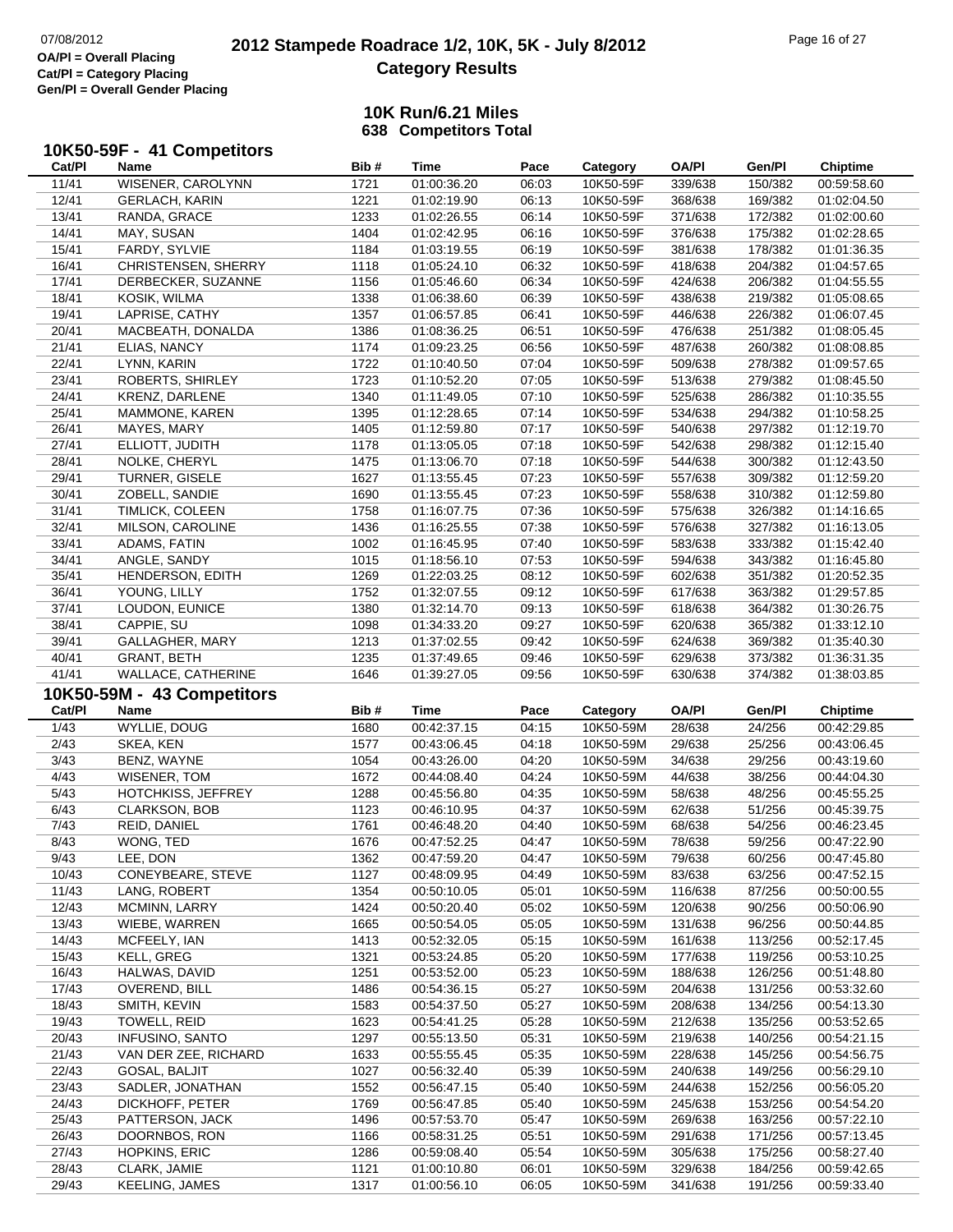# 2012 Stampede Roadrace 1/2, 10K, 5K - July 8/2012

## Category Results

OA/Pl = Overall Placing
Cat/Pl = Category Placing
Gen/Pl = Overall Gender Placing

**10K Run/6.21 Miles**
**638 Competitors Total**

### 10K50-59F - 41 Competitors

| Cat/Pl | Name | Bib # | Time | Pace | Category | OA/Pl | Gen/Pl | Chiptime |
|---|---|---|---|---|---|---|---|---|
| 11/41 | WISENER, CAROLYNN | 1721 | 01:00:36.20 | 06:03 | 10K50-59F | 339/638 | 150/382 | 00:59:58.60 |
| 12/41 | GERLACH, KARIN | 1221 | 01:02:19.90 | 06:13 | 10K50-59F | 368/638 | 169/382 | 01:02:04.50 |
| 13/41 | RANDA, GRACE | 1233 | 01:02:26.55 | 06:14 | 10K50-59F | 371/638 | 172/382 | 01:02:00.60 |
| 14/41 | MAY, SUSAN | 1404 | 01:02:42.95 | 06:16 | 10K50-59F | 376/638 | 175/382 | 01:02:28.65 |
| 15/41 | FARDY, SYLVIE | 1184 | 01:03:19.55 | 06:19 | 10K50-59F | 381/638 | 178/382 | 01:01:36.35 |
| 16/41 | CHRISTENSEN, SHERRY | 1118 | 01:05:24.10 | 06:32 | 10K50-59F | 418/638 | 204/382 | 01:04:57.65 |
| 17/41 | DERBECKER, SUZANNE | 1156 | 01:05:46.60 | 06:34 | 10K50-59F | 424/638 | 206/382 | 01:04:55.55 |
| 18/41 | KOSIK, WILMA | 1338 | 01:06:38.60 | 06:39 | 10K50-59F | 438/638 | 219/382 | 01:05:08.65 |
| 19/41 | LAPRISE, CATHY | 1357 | 01:06:57.85 | 06:41 | 10K50-59F | 446/638 | 226/382 | 01:06:07.45 |
| 20/41 | MACBEATH, DONALDA | 1386 | 01:08:36.25 | 06:51 | 10K50-59F | 476/638 | 251/382 | 01:08:05.45 |
| 21/41 | ELIAS, NANCY | 1174 | 01:09:23.25 | 06:56 | 10K50-59F | 487/638 | 260/382 | 01:08:08.85 |
| 22/41 | LYNN, KARIN | 1722 | 01:10:40.50 | 07:04 | 10K50-59F | 509/638 | 278/382 | 01:09:57.65 |
| 23/41 | ROBERTS, SHIRLEY | 1723 | 01:10:52.20 | 07:05 | 10K50-59F | 513/638 | 279/382 | 01:08:45.50 |
| 24/41 | KRENZ, DARLENE | 1340 | 01:11:49.05 | 07:10 | 10K50-59F | 525/638 | 286/382 | 01:10:35.55 |
| 25/41 | MAMMONE, KAREN | 1395 | 01:12:28.65 | 07:14 | 10K50-59F | 534/638 | 294/382 | 01:10:58.25 |
| 26/41 | MAYES, MARY | 1405 | 01:12:59.80 | 07:17 | 10K50-59F | 540/638 | 297/382 | 01:12:19.70 |
| 27/41 | ELLIOTT, JUDITH | 1178 | 01:13:05.05 | 07:18 | 10K50-59F | 542/638 | 298/382 | 01:12:15.40 |
| 28/41 | NOLKE, CHERYL | 1475 | 01:13:06.70 | 07:18 | 10K50-59F | 544/638 | 300/382 | 01:12:43.50 |
| 29/41 | TURNER, GISELE | 1627 | 01:13:55.45 | 07:23 | 10K50-59F | 557/638 | 309/382 | 01:12:59.20 |
| 30/41 | ZOBELL, SANDIE | 1690 | 01:13:55.45 | 07:23 | 10K50-59F | 558/638 | 310/382 | 01:12:59.80 |
| 31/41 | TIMLICK, COLEEN | 1758 | 01:16:07.75 | 07:36 | 10K50-59F | 575/638 | 326/382 | 01:14:16.65 |
| 32/41 | MILSON, CAROLINE | 1436 | 01:16:25.55 | 07:38 | 10K50-59F | 576/638 | 327/382 | 01:16:13.05 |
| 33/41 | ADAMS, FATIN | 1002 | 01:16:45.95 | 07:40 | 10K50-59F | 583/638 | 333/382 | 01:15:42.40 |
| 34/41 | ANGLE, SANDY | 1015 | 01:18:56.10 | 07:53 | 10K50-59F | 594/638 | 343/382 | 01:16:45.80 |
| 35/41 | HENDERSON, EDITH | 1269 | 01:22:03.25 | 08:12 | 10K50-59F | 602/638 | 351/382 | 01:20:52.35 |
| 36/41 | YOUNG, LILLY | 1752 | 01:32:07.55 | 09:12 | 10K50-59F | 617/638 | 363/382 | 01:29:57.85 |
| 37/41 | LOUDON, EUNICE | 1380 | 01:32:14.70 | 09:13 | 10K50-59F | 618/638 | 364/382 | 01:30:26.75 |
| 38/41 | CAPPIE, SU | 1098 | 01:34:33.20 | 09:27 | 10K50-59F | 620/638 | 365/382 | 01:33:12.10 |
| 39/41 | GALLAGHER, MARY | 1213 | 01:37:02.55 | 09:42 | 10K50-59F | 624/638 | 369/382 | 01:35:40.30 |
| 40/41 | GRANT, BETH | 1235 | 01:37:49.65 | 09:46 | 10K50-59F | 629/638 | 373/382 | 01:36:31.35 |
| 41/41 | WALLACE, CATHERINE | 1646 | 01:39:27.05 | 09:56 | 10K50-59F | 630/638 | 374/382 | 01:38:03.85 |

### 10K50-59M - 43 Competitors

| Cat/Pl | Name | Bib # | Time | Pace | Category | OA/Pl | Gen/Pl | Chiptime |
|---|---|---|---|---|---|---|---|---|
| 1/43 | WYLLIE, DOUG | 1680 | 00:42:37.15 | 04:15 | 10K50-59M | 28/638 | 24/256 | 00:42:29.85 |
| 2/43 | SKEA, KEN | 1577 | 00:43:06.45 | 04:18 | 10K50-59M | 29/638 | 25/256 | 00:43:06.45 |
| 3/43 | BENZ, WAYNE | 1054 | 00:43:26.00 | 04:20 | 10K50-59M | 34/638 | 29/256 | 00:43:19.60 |
| 4/43 | WISENER, TOM | 1672 | 00:44:08.40 | 04:24 | 10K50-59M | 44/638 | 38/256 | 00:44:04.30 |
| 5/43 | HOTCHKISS, JEFFREY | 1288 | 00:45:56.80 | 04:35 | 10K50-59M | 58/638 | 48/256 | 00:45:55.25 |
| 6/43 | CLARKSON, BOB | 1123 | 00:46:10.95 | 04:37 | 10K50-59M | 62/638 | 51/256 | 00:45:39.75 |
| 7/43 | REID, DANIEL | 1761 | 00:46:48.20 | 04:40 | 10K50-59M | 68/638 | 54/256 | 00:46:23.45 |
| 8/43 | WONG, TED | 1676 | 00:47:52.25 | 04:47 | 10K50-59M | 78/638 | 59/256 | 00:47:22.90 |
| 9/43 | LEE, DON | 1362 | 00:47:59.20 | 04:47 | 10K50-59M | 79/638 | 60/256 | 00:47:45.80 |
| 10/43 | CONEYBEARE, STEVE | 1127 | 00:48:09.95 | 04:49 | 10K50-59M | 83/638 | 63/256 | 00:47:52.15 |
| 11/43 | LANG, ROBERT | 1354 | 00:50:10.05 | 05:01 | 10K50-59M | 116/638 | 87/256 | 00:50:00.55 |
| 12/43 | MCMINN, LARRY | 1424 | 00:50:20.40 | 05:02 | 10K50-59M | 120/638 | 90/256 | 00:50:06.90 |
| 13/43 | WIEBE, WARREN | 1665 | 00:50:54.05 | 05:05 | 10K50-59M | 131/638 | 96/256 | 00:50:44.85 |
| 14/43 | MCFEELY, IAN | 1413 | 00:52:32.05 | 05:15 | 10K50-59M | 161/638 | 113/256 | 00:52:17.45 |
| 15/43 | KELL, GREG | 1321 | 00:53:24.85 | 05:20 | 10K50-59M | 177/638 | 119/256 | 00:53:10.25 |
| 16/43 | HALWAS, DAVID | 1251 | 00:53:52.00 | 05:23 | 10K50-59M | 188/638 | 126/256 | 00:51:48.80 |
| 17/43 | OVEREND, BILL | 1486 | 00:54:36.15 | 05:27 | 10K50-59M | 204/638 | 131/256 | 00:53:32.60 |
| 18/43 | SMITH, KEVIN | 1583 | 00:54:37.50 | 05:27 | 10K50-59M | 208/638 | 134/256 | 00:54:13.30 |
| 19/43 | TOWELL, REID | 1623 | 00:54:41.25 | 05:28 | 10K50-59M | 212/638 | 135/256 | 00:53:52.65 |
| 20/43 | INFUSINO, SANTO | 1297 | 00:55:13.50 | 05:31 | 10K50-59M | 219/638 | 140/256 | 00:54:21.15 |
| 21/43 | VAN DER ZEE, RICHARD | 1633 | 00:55:55.45 | 05:35 | 10K50-59M | 228/638 | 145/256 | 00:54:56.75 |
| 22/43 | GOSAL, BALJIT | 1027 | 00:56:32.40 | 05:39 | 10K50-59M | 240/638 | 149/256 | 00:56:29.10 |
| 23/43 | SADLER, JONATHAN | 1552 | 00:56:47.15 | 05:40 | 10K50-59M | 244/638 | 152/256 | 00:56:05.20 |
| 24/43 | DICKHOFF, PETER | 1769 | 00:56:47.85 | 05:40 | 10K50-59M | 245/638 | 153/256 | 00:54:54.20 |
| 25/43 | PATTERSON, JACK | 1496 | 00:57:53.70 | 05:47 | 10K50-59M | 269/638 | 163/256 | 00:57:22.10 |
| 26/43 | DOORNBOS, RON | 1166 | 00:58:31.25 | 05:51 | 10K50-59M | 291/638 | 171/256 | 00:57:13.45 |
| 27/43 | HOPKINS, ERIC | 1286 | 00:59:08.40 | 05:54 | 10K50-59M | 305/638 | 175/256 | 00:58:27.40 |
| 28/43 | CLARK, JAMIE | 1121 | 01:00:10.80 | 06:01 | 10K50-59M | 329/638 | 184/256 | 00:59:42.65 |
| 29/43 | KEELING, JAMES | 1317 | 01:00:56.10 | 06:05 | 10K50-59M | 341/638 | 191/256 | 00:59:33.40 |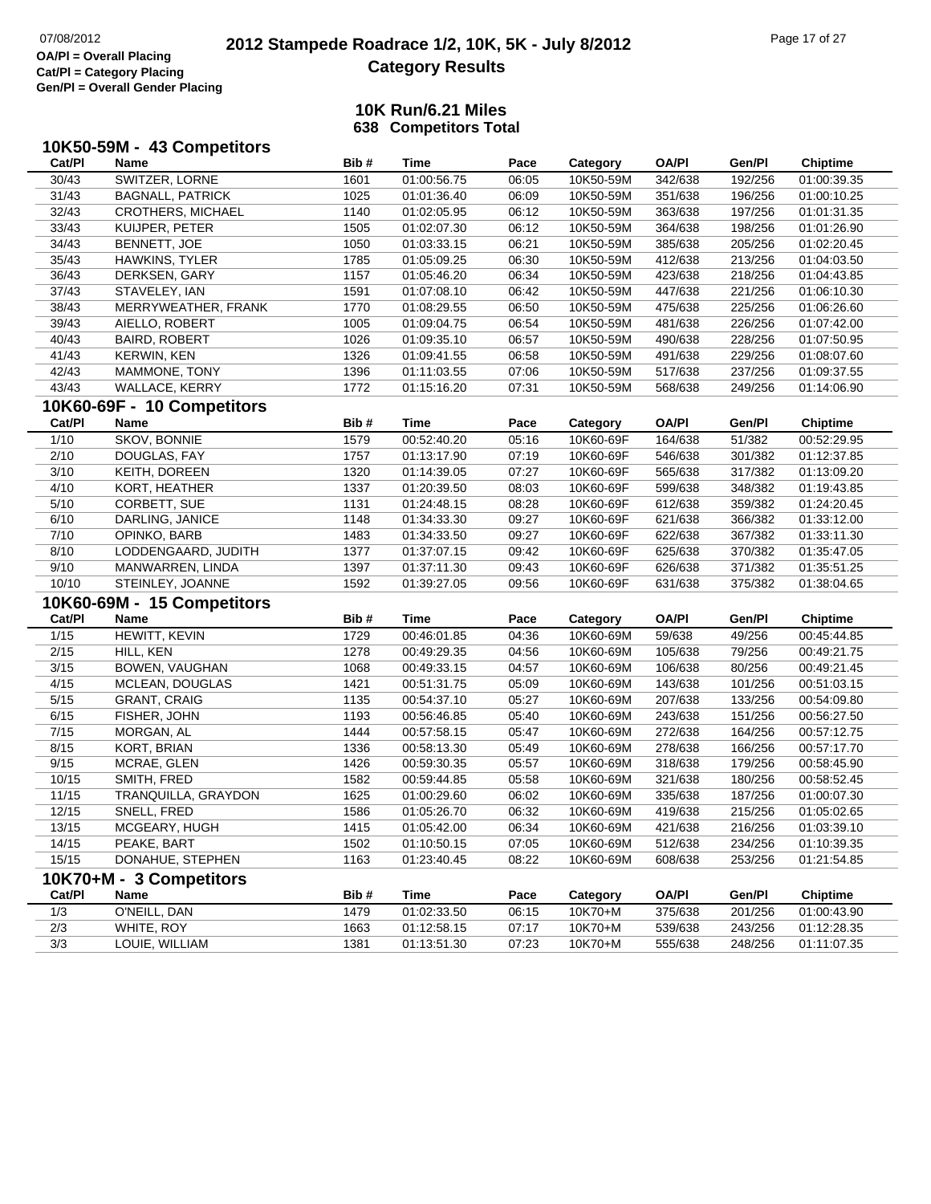## 10K Run/6.21 Miles
### 638 Competitors Total

### 10K50-59M - 43 Competitors

| Cat/Pl | Name | Bib # | Time | Pace | Category | OA/Pl | Gen/Pl | Chiptime |
|---|---|---|---|---|---|---|---|---|
| 30/43 | SWITZER, LORNE | 1601 | 01:00:56.75 | 06:05 | 10K50-59M | 342/638 | 192/256 | 01:00:39.35 |
| 31/43 | BAGNALL, PATRICK | 1025 | 01:01:36.40 | 06:09 | 10K50-59M | 351/638 | 196/256 | 01:00:10.25 |
| 32/43 | CROTHERS, MICHAEL | 1140 | 01:02:05.95 | 06:12 | 10K50-59M | 363/638 | 197/256 | 01:01:31.35 |
| 33/43 | KUIJPER, PETER | 1505 | 01:02:07.30 | 06:12 | 10K50-59M | 364/638 | 198/256 | 01:01:26.90 |
| 34/43 | BENNETT, JOE | 1050 | 01:03:33.15 | 06:21 | 10K50-59M | 385/638 | 205/256 | 01:02:20.45 |
| 35/43 | HAWKINS, TYLER | 1785 | 01:05:09.25 | 06:30 | 10K50-59M | 412/638 | 213/256 | 01:04:03.50 |
| 36/43 | DERKSEN, GARY | 1157 | 01:05:46.20 | 06:34 | 10K50-59M | 423/638 | 218/256 | 01:04:43.85 |
| 37/43 | STAVELEY, IAN | 1591 | 01:07:08.10 | 06:42 | 10K50-59M | 447/638 | 221/256 | 01:06:10.30 |
| 38/43 | MERRYWEATHER, FRANK | 1770 | 01:08:29.55 | 06:50 | 10K50-59M | 475/638 | 225/256 | 01:06:26.60 |
| 39/43 | AIELLO, ROBERT | 1005 | 01:09:04.75 | 06:54 | 10K50-59M | 481/638 | 226/256 | 01:07:42.00 |
| 40/43 | BAIRD, ROBERT | 1026 | 01:09:35.10 | 06:57 | 10K50-59M | 490/638 | 228/256 | 01:07:50.95 |
| 41/43 | KERWIN, KEN | 1326 | 01:09:41.55 | 06:58 | 10K50-59M | 491/638 | 229/256 | 01:08:07.60 |
| 42/43 | MAMMONE, TONY | 1396 | 01:11:03.55 | 07:06 | 10K50-59M | 517/638 | 237/256 | 01:09:37.55 |
| 43/43 | WALLACE, KERRY | 1772 | 01:15:16.20 | 07:31 | 10K50-59M | 568/638 | 249/256 | 01:14:06.90 |

### 10K60-69F - 10 Competitors

| Cat/Pl | Name | Bib # | Time | Pace | Category | OA/Pl | Gen/Pl | Chiptime |
|---|---|---|---|---|---|---|---|---|
| 1/10 | SKOV, BONNIE | 1579 | 00:52:40.20 | 05:16 | 10K60-69F | 164/638 | 51/382 | 00:52:29.95 |
| 2/10 | DOUGLAS, FAY | 1757 | 01:13:17.90 | 07:19 | 10K60-69F | 546/638 | 301/382 | 01:12:37.85 |
| 3/10 | KEITH, DOREEN | 1320 | 01:14:39.05 | 07:27 | 10K60-69F | 565/638 | 317/382 | 01:13:09.20 |
| 4/10 | KORT, HEATHER | 1337 | 01:20:39.50 | 08:03 | 10K60-69F | 599/638 | 348/382 | 01:19:43.85 |
| 5/10 | CORBETT, SUE | 1131 | 01:24:48.15 | 08:28 | 10K60-69F | 612/638 | 359/382 | 01:24:20.45 |
| 6/10 | DARLING, JANICE | 1148 | 01:34:33.30 | 09:27 | 10K60-69F | 621/638 | 366/382 | 01:33:12.00 |
| 7/10 | OPINKO, BARB | 1483 | 01:34:33.50 | 09:27 | 10K60-69F | 622/638 | 367/382 | 01:33:11.30 |
| 8/10 | LODDENGAARD, JUDITH | 1377 | 01:37:07.15 | 09:42 | 10K60-69F | 625/638 | 370/382 | 01:35:47.05 |
| 9/10 | MANWARREN, LINDA | 1397 | 01:37:11.30 | 09:43 | 10K60-69F | 626/638 | 371/382 | 01:35:51.25 |
| 10/10 | STEINLEY, JOANNE | 1592 | 01:39:27.05 | 09:56 | 10K60-69F | 631/638 | 375/382 | 01:38:04.65 |

### 10K60-69M - 15 Competitors

| Cat/Pl | Name | Bib # | Time | Pace | Category | OA/Pl | Gen/Pl | Chiptime |
|---|---|---|---|---|---|---|---|---|
| 1/15 | HEWITT, KEVIN | 1729 | 00:46:01.85 | 04:36 | 10K60-69M | 59/638 | 49/256 | 00:45:44.85 |
| 2/15 | HILL, KEN | 1278 | 00:49:29.35 | 04:56 | 10K60-69M | 105/638 | 79/256 | 00:49:21.75 |
| 3/15 | BOWEN, VAUGHAN | 1068 | 00:49:33.15 | 04:57 | 10K60-69M | 106/638 | 80/256 | 00:49:21.45 |
| 4/15 | MCLEAN, DOUGLAS | 1421 | 00:51:31.75 | 05:09 | 10K60-69M | 143/638 | 101/256 | 00:51:03.15 |
| 5/15 | GRANT, CRAIG | 1135 | 00:54:37.10 | 05:27 | 10K60-69M | 207/638 | 133/256 | 00:54:09.80 |
| 6/15 | FISHER, JOHN | 1193 | 00:56:46.85 | 05:40 | 10K60-69M | 243/638 | 151/256 | 00:56:27.50 |
| 7/15 | MORGAN, AL | 1444 | 00:57:58.15 | 05:47 | 10K60-69M | 272/638 | 164/256 | 00:57:12.75 |
| 8/15 | KORT, BRIAN | 1336 | 00:58:13.30 | 05:49 | 10K60-69M | 278/638 | 166/256 | 00:57:17.70 |
| 9/15 | MCRAE, GLEN | 1426 | 00:59:30.35 | 05:57 | 10K60-69M | 318/638 | 179/256 | 00:58:45.90 |
| 10/15 | SMITH, FRED | 1582 | 00:59:44.85 | 05:58 | 10K60-69M | 321/638 | 180/256 | 00:58:52.45 |
| 11/15 | TRANQUILLA, GRAYDON | 1625 | 01:00:29.60 | 06:02 | 10K60-69M | 335/638 | 187/256 | 01:00:07.30 |
| 12/15 | SNELL, FRED | 1586 | 01:05:26.70 | 06:32 | 10K60-69M | 419/638 | 215/256 | 01:05:02.65 |
| 13/15 | MCGEARY, HUGH | 1415 | 01:05:42.00 | 06:34 | 10K60-69M | 421/638 | 216/256 | 01:03:39.10 |
| 14/15 | PEAKE, BART | 1502 | 01:10:50.15 | 07:05 | 10K60-69M | 512/638 | 234/256 | 01:10:39.35 |
| 15/15 | DONAHUE, STEPHEN | 1163 | 01:23:40.45 | 08:22 | 10K60-69M | 608/638 | 253/256 | 01:21:54.85 |

### 10K70+M - 3 Competitors

| Cat/Pl | Name | Bib # | Time | Pace | Category | OA/Pl | Gen/Pl | Chiptime |
|---|---|---|---|---|---|---|---|---|
| 1/3 | O'NEILL, DAN | 1479 | 01:02:33.50 | 06:15 | 10K70+M | 375/638 | 201/256 | 01:00:43.90 |
| 2/3 | WHITE, ROY | 1663 | 01:12:58.15 | 07:17 | 10K70+M | 539/638 | 243/256 | 01:12:28.35 |
| 3/3 | LOUIE, WILLIAM | 1381 | 01:13:51.30 | 07:23 | 10K70+M | 555/638 | 248/256 | 01:11:07.35 |